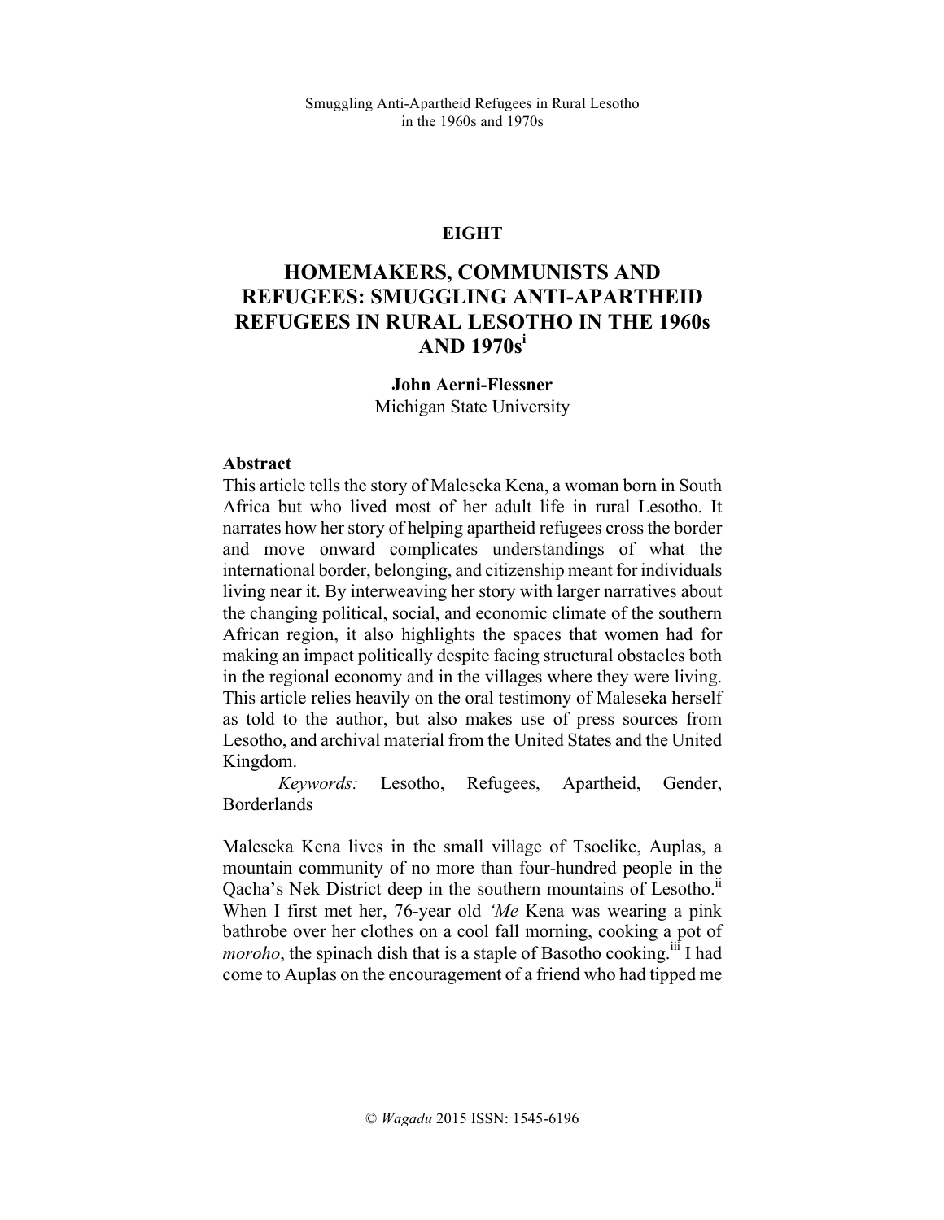## EIGHT

# HOMEMAKERS, COMMUNISTS AND REFUGEES: SMUGGLING ANTI-APARTHEID REFUGEES IN RURAL LESOTHO IN THE 1960s AND 1970s[i]

**John Aerni-Flessner**
Michigan State University

**Abstract**

This article tells the story of Maleseka Kena, a woman born in South Africa but who lived most of her adult life in rural Lesotho. It narrates how her story of helping apartheid refugees cross the border and move onward complicates understandings of what the international border, belonging, and citizenship meant for individuals living near it. By interweaving her story with larger narratives about the changing political, social, and economic climate of the southern African region, it also highlights the spaces that women had for making an impact politically despite facing structural obstacles both in the regional economy and in the villages where they were living. This article relies heavily on the oral testimony of Maleseka herself as told to the author, but also makes use of press sources from Lesotho, and archival material from the United States and the United Kingdom.

*Keywords:* Lesotho, Refugees, Apartheid, Gender, Borderlands

Maleseka Kena lives in the small village of Tsoelike, Auplas, a mountain community of no more than four-hundred people in the Qacha's Nek District deep in the southern mountains of Lesotho.[ii] When I first met her, 76-year old *'Me* Kena was wearing a pink bathrobe over her clothes on a cool fall morning, cooking a pot of *moroho*, the spinach dish that is a staple of Basotho cooking.[iii] I had come to Auplas on the encouragement of a friend who had tipped me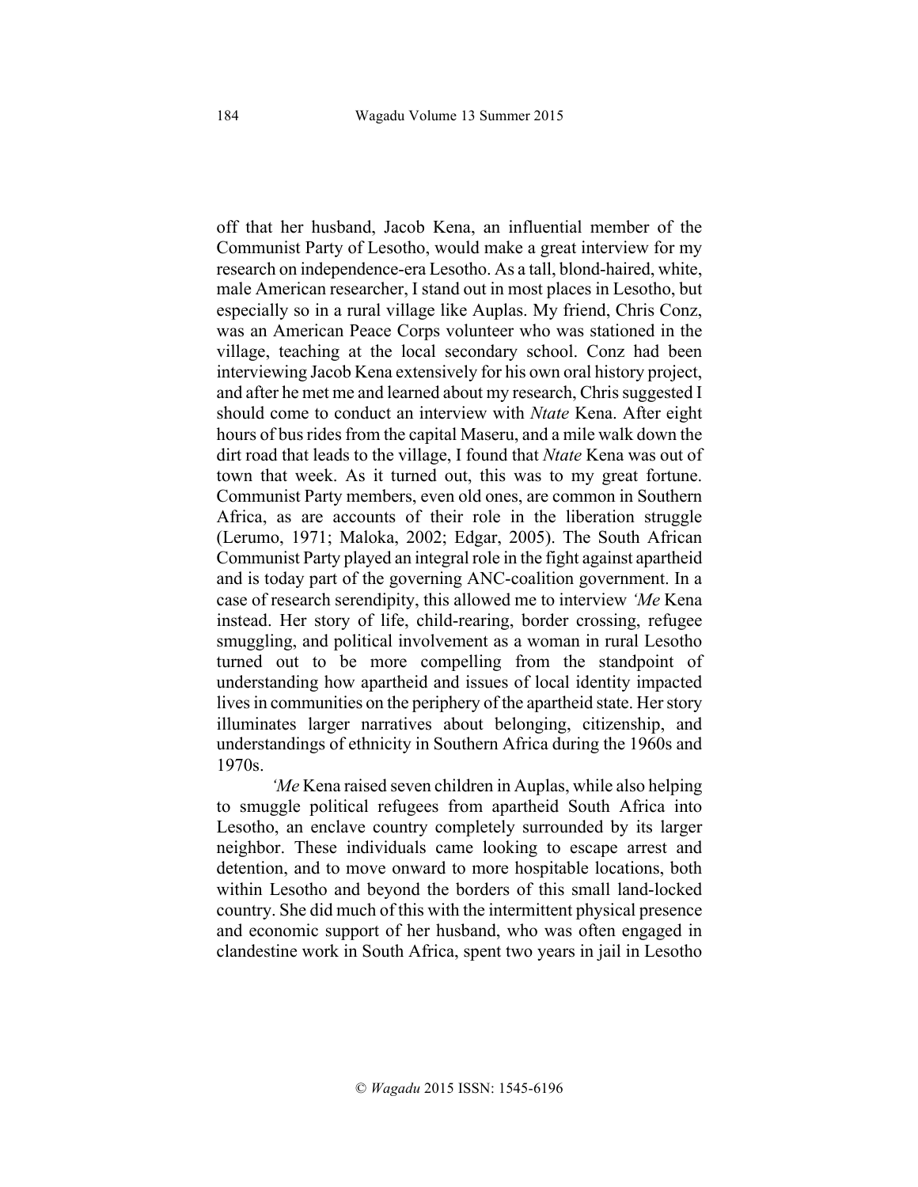off that her husband, Jacob Kena, an influential member of the Communist Party of Lesotho, would make a great interview for my research on independence-era Lesotho. As a tall, blond-haired, white, male American researcher, I stand out in most places in Lesotho, but especially so in a rural village like Auplas. My friend, Chris Conz, was an American Peace Corps volunteer who was stationed in the village, teaching at the local secondary school. Conz had been interviewing Jacob Kena extensively for his own oral history project, and after he met me and learned about my research, Chris suggested I should come to conduct an interview with *Ntate* Kena. After eight hours of bus rides from the capital Maseru, and a mile walk down the dirt road that leads to the village, I found that *Ntate* Kena was out of town that week. As it turned out, this was to my great fortune. Communist Party members, even old ones, are common in Southern Africa, as are accounts of their role in the liberation struggle (Lerumo, 1971; Maloka, 2002; Edgar, 2005). The South African Communist Party played an integral role in the fight against apartheid and is today part of the governing ANC-coalition government. In a case of research serendipity, this allowed me to interview *'Me* Kena instead. Her story of life, child-rearing, border crossing, refugee smuggling, and political involvement as a woman in rural Lesotho turned out to be more compelling from the standpoint of understanding how apartheid and issues of local identity impacted lives in communities on the periphery of the apartheid state. Her story illuminates larger narratives about belonging, citizenship, and understandings of ethnicity in Southern Africa during the 1960s and 1970s.

*'Me* Kena raised seven children in Auplas, while also helping to smuggle political refugees from apartheid South Africa into Lesotho, an enclave country completely surrounded by its larger neighbor. These individuals came looking to escape arrest and detention, and to move onward to more hospitable locations, both within Lesotho and beyond the borders of this small land-locked country. She did much of this with the intermittent physical presence and economic support of her husband, who was often engaged in clandestine work in South Africa, spent two years in jail in Lesotho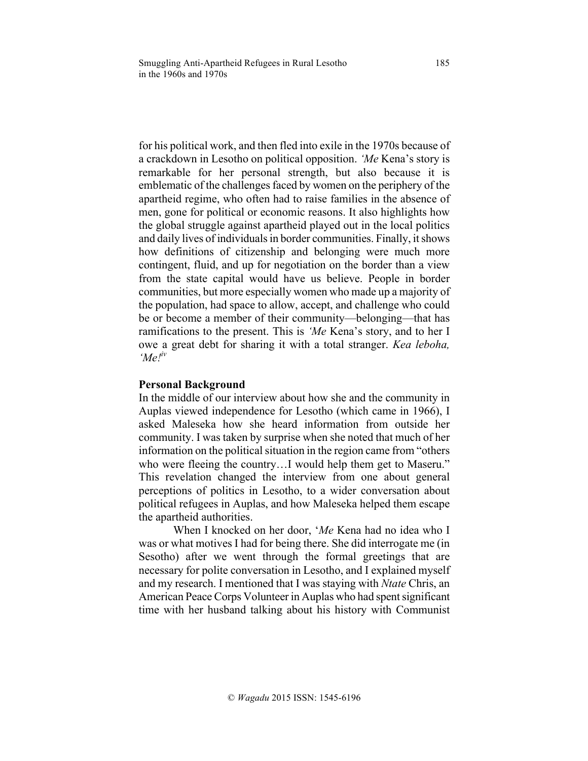for his political work, and then fled into exile in the 1970s because of a crackdown in Lesotho on political opposition. *'Me* Kena's story is remarkable for her personal strength, but also because it is emblematic of the challenges faced by women on the periphery of the apartheid regime, who often had to raise families in the absence of men, gone for political or economic reasons. It also highlights how the global struggle against apartheid played out in the local politics and daily lives of individuals in border communities. Finally, it shows how definitions of citizenship and belonging were much more contingent, fluid, and up for negotiation on the border than a view from the state capital would have us believe. People in border communities, but more especially women who made up a majority of the population, had space to allow, accept, and challenge who could be or become a member of their community—belonging—that has ramifications to the present. This is *'Me* Kena's story, and to her I owe a great debt for sharing it with a total stranger. *Kea leboha, 'Me!*[iv]

**Personal Background**

In the middle of our interview about how she and the community in Auplas viewed independence for Lesotho (which came in 1966), I asked Maleseka how she heard information from outside her community. I was taken by surprise when she noted that much of her information on the political situation in the region came from "others who were fleeing the country…I would help them get to Maseru." This revelation changed the interview from one about general perceptions of politics in Lesotho, to a wider conversation about political refugees in Auplas, and how Maleseka helped them escape the apartheid authorities.

When I knocked on her door, '*Me* Kena had no idea who I was or what motives I had for being there. She did interrogate me (in Sesotho) after we went through the formal greetings that are necessary for polite conversation in Lesotho, and I explained myself and my research. I mentioned that I was staying with *Ntate* Chris, an American Peace Corps Volunteer in Auplas who had spent significant time with her husband talking about his history with Communist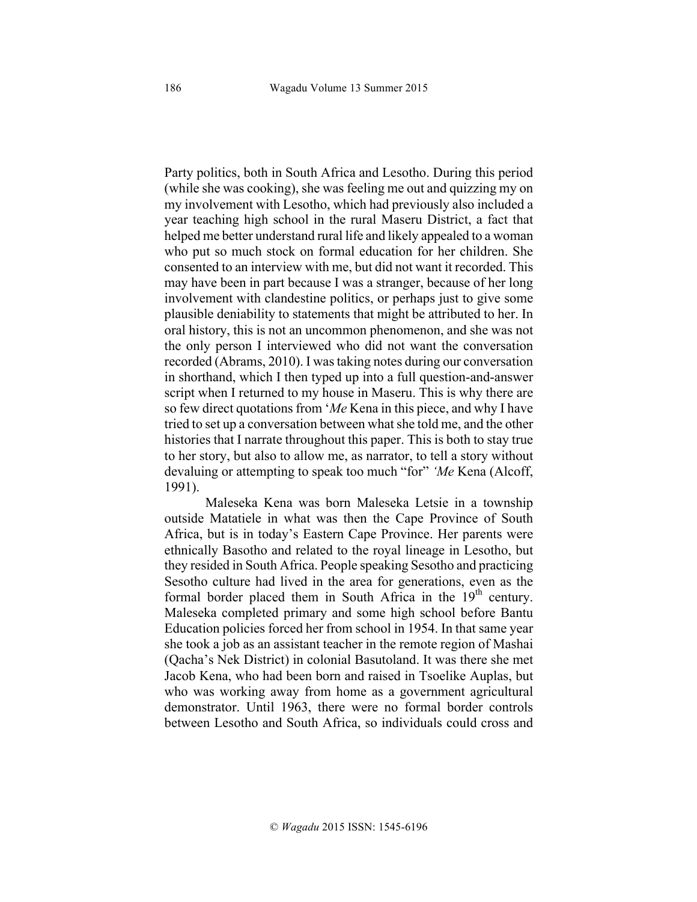Party politics, both in South Africa and Lesotho. During this period (while she was cooking), she was feeling me out and quizzing my on my involvement with Lesotho, which had previously also included a year teaching high school in the rural Maseru District, a fact that helped me better understand rural life and likely appealed to a woman who put so much stock on formal education for her children. She consented to an interview with me, but did not want it recorded. This may have been in part because I was a stranger, because of her long involvement with clandestine politics, or perhaps just to give some plausible deniability to statements that might be attributed to her. In oral history, this is not an uncommon phenomenon, and she was not the only person I interviewed who did not want the conversation recorded (Abrams, 2010). I was taking notes during our conversation in shorthand, which I then typed up into a full question-and-answer script when I returned to my house in Maseru. This is why there are so few direct quotations from '*Me* Kena in this piece, and why I have tried to set up a conversation between what she told me, and the other histories that I narrate throughout this paper. This is both to stay true to her story, but also to allow me, as narrator, to tell a story without devaluing or attempting to speak too much "for" *'Me* Kena (Alcoff, 1991).

Maleseka Kena was born Maleseka Letsie in a township outside Matatiele in what was then the Cape Province of South Africa, but is in today's Eastern Cape Province. Her parents were ethnically Basotho and related to the royal lineage in Lesotho, but they resided in South Africa. People speaking Sesotho and practicing Sesotho culture had lived in the area for generations, even as the formal border placed them in South Africa in the 19th century. Maleseka completed primary and some high school before Bantu Education policies forced her from school in 1954. In that same year she took a job as an assistant teacher in the remote region of Mashai (Qacha's Nek District) in colonial Basutoland. It was there she met Jacob Kena, who had been born and raised in Tsoelike Auplas, but who was working away from home as a government agricultural demonstrator. Until 1963, there were no formal border controls between Lesotho and South Africa, so individuals could cross and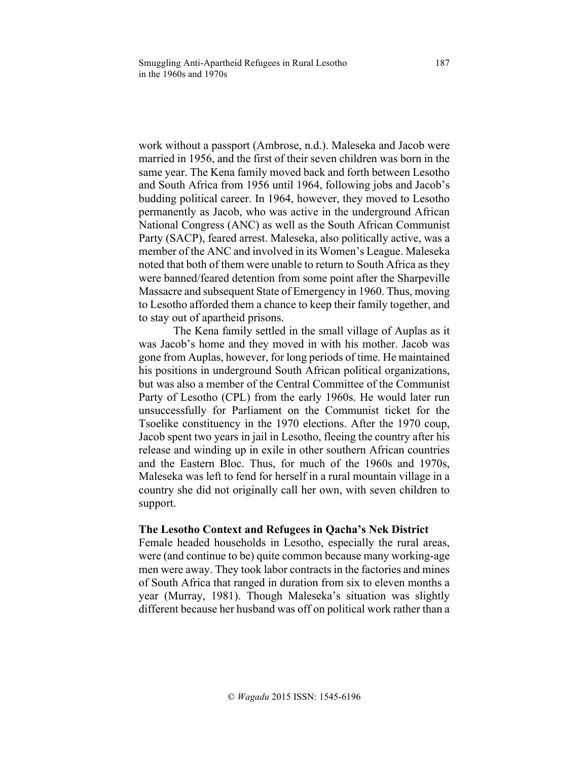work without a passport (Ambrose, n.d.). Maleseka and Jacob were married in 1956, and the first of their seven children was born in the same year. The Kena family moved back and forth between Lesotho and South Africa from 1956 until 1964, following jobs and Jacob's budding political career. In 1964, however, they moved to Lesotho permanently as Jacob, who was active in the underground African National Congress (ANC) as well as the South African Communist Party (SACP), feared arrest. Maleseka, also politically active, was a member of the ANC and involved in its Women's League. Maleseka noted that both of them were unable to return to South Africa as they were banned/feared detention from some point after the Sharpeville Massacre and subsequent State of Emergency in 1960. Thus, moving to Lesotho afforded them a chance to keep their family together, and to stay out of apartheid prisons.

The Kena family settled in the small village of Auplas as it was Jacob's home and they moved in with his mother. Jacob was gone from Auplas, however, for long periods of time. He maintained his positions in underground South African political organizations, but was also a member of the Central Committee of the Communist Party of Lesotho (CPL) from the early 1960s. He would later run unsuccessfully for Parliament on the Communist ticket for the Tsoelike constituency in the 1970 elections. After the 1970 coup, Jacob spent two years in jail in Lesotho, fleeing the country after his release and winding up in exile in other southern African countries and the Eastern Bloc. Thus, for much of the 1960s and 1970s, Maleseka was left to fend for herself in a rural mountain village in a country she did not originally call her own, with seven children to support.

**The Lesotho Context and Refugees in Qacha's Nek District**

Female headed households in Lesotho, especially the rural areas, were (and continue to be) quite common because many working-age men were away. They took labor contracts in the factories and mines of South Africa that ranged in duration from six to eleven months a year (Murray, 1981). Though Maleseka's situation was slightly different because her husband was off on political work rather than a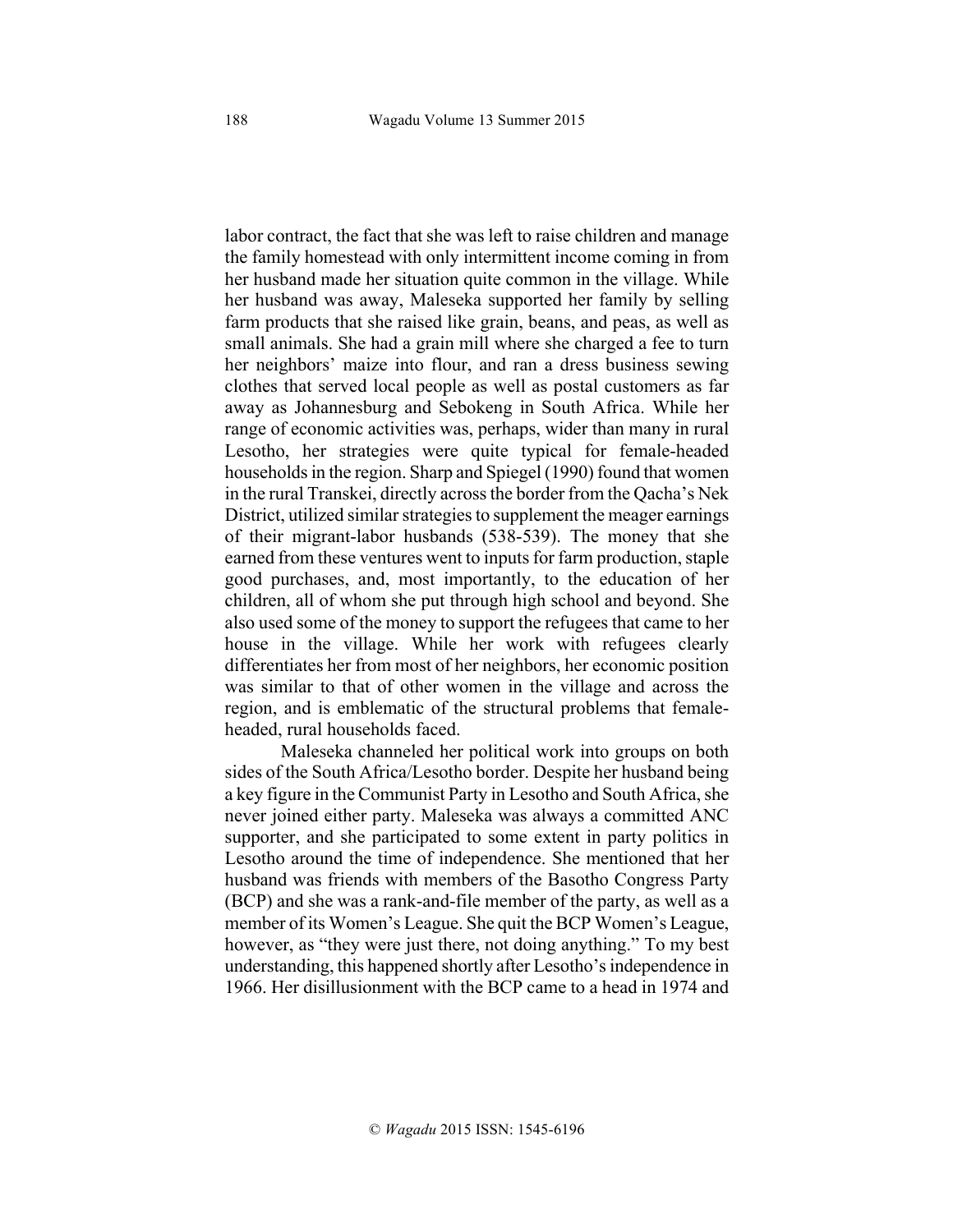labor contract, the fact that she was left to raise children and manage the family homestead with only intermittent income coming in from her husband made her situation quite common in the village. While her husband was away, Maleseka supported her family by selling farm products that she raised like grain, beans, and peas, as well as small animals. She had a grain mill where she charged a fee to turn her neighbors' maize into flour, and ran a dress business sewing clothes that served local people as well as postal customers as far away as Johannesburg and Sebokeng in South Africa. While her range of economic activities was, perhaps, wider than many in rural Lesotho, her strategies were quite typical for female-headed households in the region. Sharp and Spiegel (1990) found that women in the rural Transkei, directly across the border from the Qacha's Nek District, utilized similar strategies to supplement the meager earnings of their migrant-labor husbands (538-539). The money that she earned from these ventures went to inputs for farm production, staple good purchases, and, most importantly, to the education of her children, all of whom she put through high school and beyond. She also used some of the money to support the refugees that came to her house in the village. While her work with refugees clearly differentiates her from most of her neighbors, her economic position was similar to that of other women in the village and across the region, and is emblematic of the structural problems that female-headed, rural households faced.

Maleseka channeled her political work into groups on both sides of the South Africa/Lesotho border. Despite her husband being a key figure in the Communist Party in Lesotho and South Africa, she never joined either party. Maleseka was always a committed ANC supporter, and she participated to some extent in party politics in Lesotho around the time of independence. She mentioned that her husband was friends with members of the Basotho Congress Party (BCP) and she was a rank-and-file member of the party, as well as a member of its Women's League. She quit the BCP Women's League, however, as "they were just there, not doing anything." To my best understanding, this happened shortly after Lesotho's independence in 1966. Her disillusionment with the BCP came to a head in 1974 and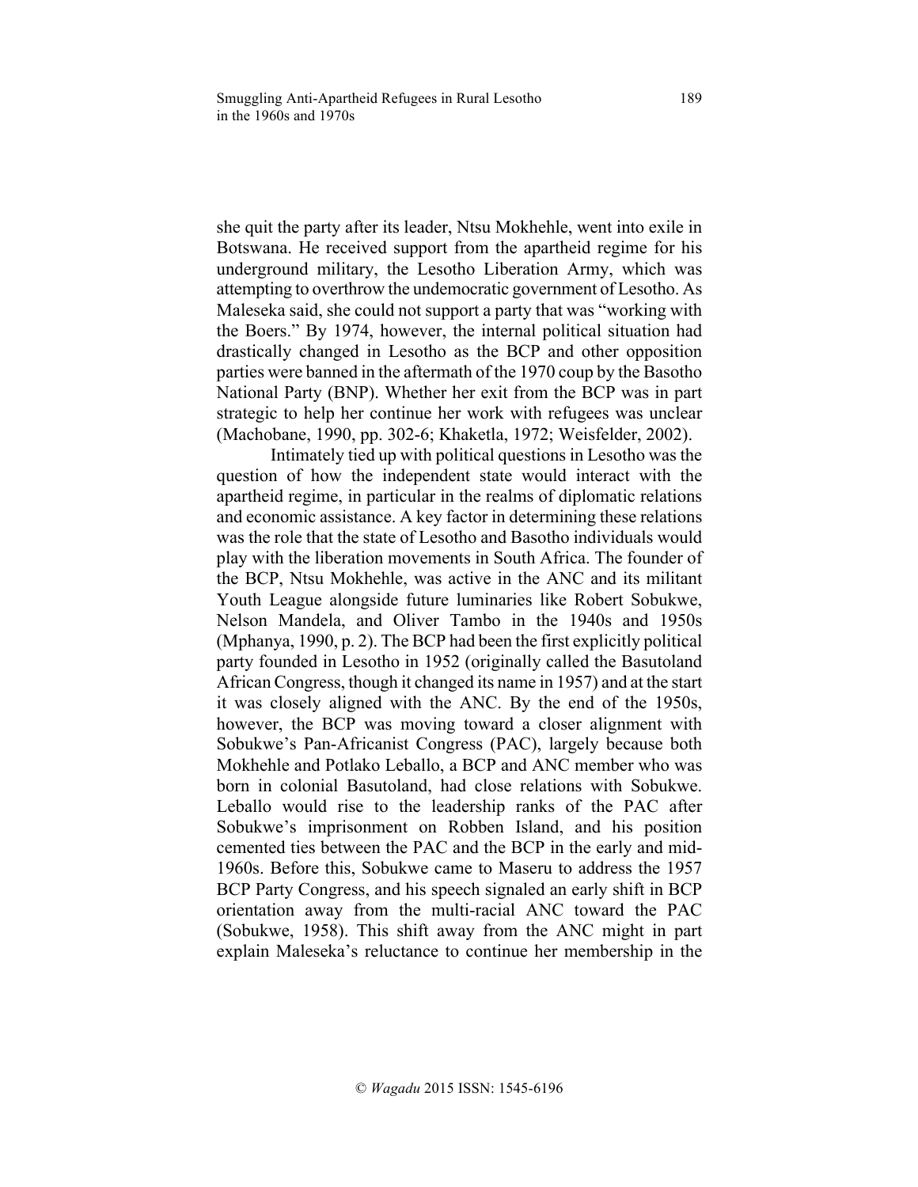she quit the party after its leader, Ntsu Mokhehle, went into exile in Botswana. He received support from the apartheid regime for his underground military, the Lesotho Liberation Army, which was attempting to overthrow the undemocratic government of Lesotho. As Maleseka said, she could not support a party that was "working with the Boers." By 1974, however, the internal political situation had drastically changed in Lesotho as the BCP and other opposition parties were banned in the aftermath of the 1970 coup by the Basotho National Party (BNP). Whether her exit from the BCP was in part strategic to help her continue her work with refugees was unclear (Machobane, 1990, pp. 302-6; Khaketla, 1972; Weisfelder, 2002).

Intimately tied up with political questions in Lesotho was the question of how the independent state would interact with the apartheid regime, in particular in the realms of diplomatic relations and economic assistance. A key factor in determining these relations was the role that the state of Lesotho and Basotho individuals would play with the liberation movements in South Africa. The founder of the BCP, Ntsu Mokhehle, was active in the ANC and its militant Youth League alongside future luminaries like Robert Sobukwe, Nelson Mandela, and Oliver Tambo in the 1940s and 1950s (Mphanya, 1990, p. 2). The BCP had been the first explicitly political party founded in Lesotho in 1952 (originally called the Basutoland African Congress, though it changed its name in 1957) and at the start it was closely aligned with the ANC. By the end of the 1950s, however, the BCP was moving toward a closer alignment with Sobukwe's Pan-Africanist Congress (PAC), largely because both Mokhehle and Potlako Leballo, a BCP and ANC member who was born in colonial Basutoland, had close relations with Sobukwe. Leballo would rise to the leadership ranks of the PAC after Sobukwe's imprisonment on Robben Island, and his position cemented ties between the PAC and the BCP in the early and mid-1960s. Before this, Sobukwe came to Maseru to address the 1957 BCP Party Congress, and his speech signaled an early shift in BCP orientation away from the multi-racial ANC toward the PAC (Sobukwe, 1958). This shift away from the ANC might in part explain Maleseka's reluctance to continue her membership in the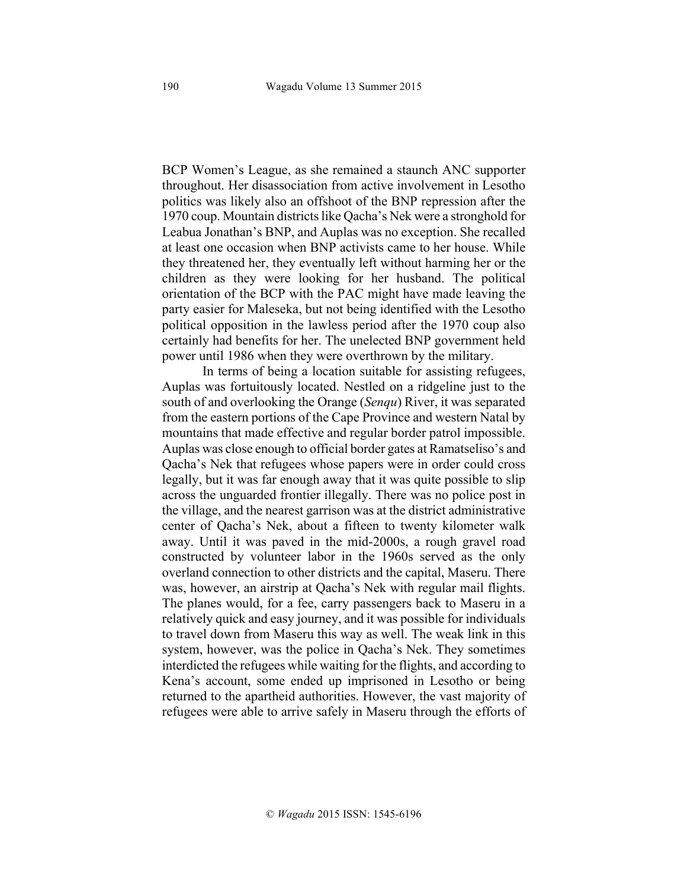BCP Women's League, as she remained a staunch ANC supporter throughout. Her disassociation from active involvement in Lesotho politics was likely also an offshoot of the BNP repression after the 1970 coup. Mountain districts like Qacha's Nek were a stronghold for Leabua Jonathan's BNP, and Auplas was no exception. She recalled at least one occasion when BNP activists came to her house. While they threatened her, they eventually left without harming her or the children as they were looking for her husband. The political orientation of the BCP with the PAC might have made leaving the party easier for Maleseka, but not being identified with the Lesotho political opposition in the lawless period after the 1970 coup also certainly had benefits for her. The unelected BNP government held power until 1986 when they were overthrown by the military.

In terms of being a location suitable for assisting refugees, Auplas was fortuitously located. Nestled on a ridgeline just to the south of and overlooking the Orange (*Senqu*) River, it was separated from the eastern portions of the Cape Province and western Natal by mountains that made effective and regular border patrol impossible. Auplas was close enough to official border gates at Ramatseliso's and Qacha's Nek that refugees whose papers were in order could cross legally, but it was far enough away that it was quite possible to slip across the unguarded frontier illegally. There was no police post in the village, and the nearest garrison was at the district administrative center of Qacha's Nek, about a fifteen to twenty kilometer walk away. Until it was paved in the mid-2000s, a rough gravel road constructed by volunteer labor in the 1960s served as the only overland connection to other districts and the capital, Maseru. There was, however, an airstrip at Qacha's Nek with regular mail flights. The planes would, for a fee, carry passengers back to Maseru in a relatively quick and easy journey, and it was possible for individuals to travel down from Maseru this way as well. The weak link in this system, however, was the police in Qacha's Nek. They sometimes interdicted the refugees while waiting for the flights, and according to Kena's account, some ended up imprisoned in Lesotho or being returned to the apartheid authorities. However, the vast majority of refugees were able to arrive safely in Maseru through the efforts of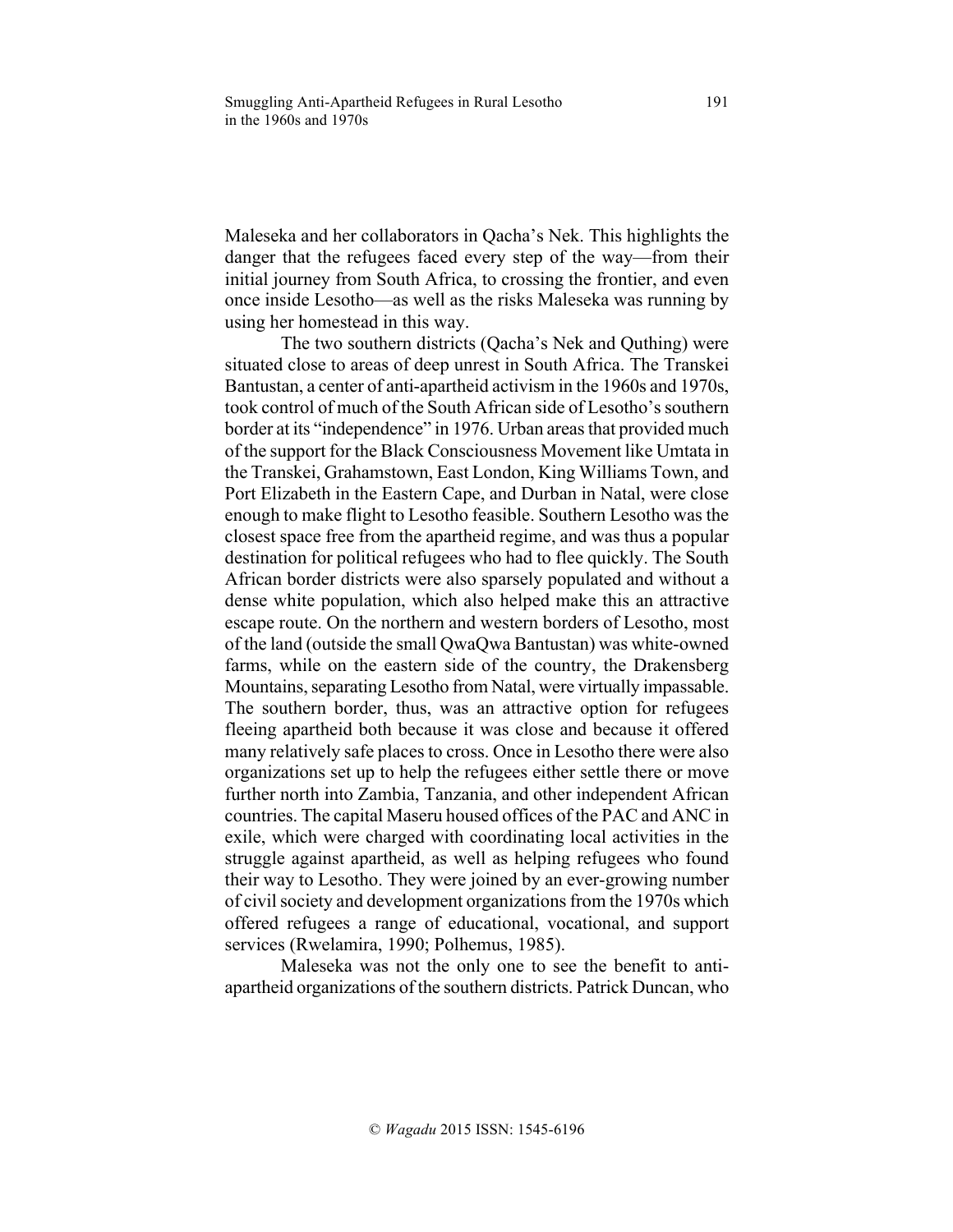Maleseka and her collaborators in Qacha's Nek. This highlights the danger that the refugees faced every step of the way—from their initial journey from South Africa, to crossing the frontier, and even once inside Lesotho—as well as the risks Maleseka was running by using her homestead in this way.

The two southern districts (Qacha's Nek and Quthing) were situated close to areas of deep unrest in South Africa. The Transkei Bantustan, a center of anti-apartheid activism in the 1960s and 1970s, took control of much of the South African side of Lesotho's southern border at its "independence" in 1976. Urban areas that provided much of the support for the Black Consciousness Movement like Umtata in the Transkei, Grahamstown, East London, King Williams Town, and Port Elizabeth in the Eastern Cape, and Durban in Natal, were close enough to make flight to Lesotho feasible. Southern Lesotho was the closest space free from the apartheid regime, and was thus a popular destination for political refugees who had to flee quickly. The South African border districts were also sparsely populated and without a dense white population, which also helped make this an attractive escape route. On the northern and western borders of Lesotho, most of the land (outside the small QwaQwa Bantustan) was white-owned farms, while on the eastern side of the country, the Drakensberg Mountains, separating Lesotho from Natal, were virtually impassable. The southern border, thus, was an attractive option for refugees fleeing apartheid both because it was close and because it offered many relatively safe places to cross. Once in Lesotho there were also organizations set up to help the refugees either settle there or move further north into Zambia, Tanzania, and other independent African countries. The capital Maseru housed offices of the PAC and ANC in exile, which were charged with coordinating local activities in the struggle against apartheid, as well as helping refugees who found their way to Lesotho. They were joined by an ever-growing number of civil society and development organizations from the 1970s which offered refugees a range of educational, vocational, and support services (Rwelamira, 1990; Polhemus, 1985).

Maleseka was not the only one to see the benefit to anti-apartheid organizations of the southern districts. Patrick Duncan, who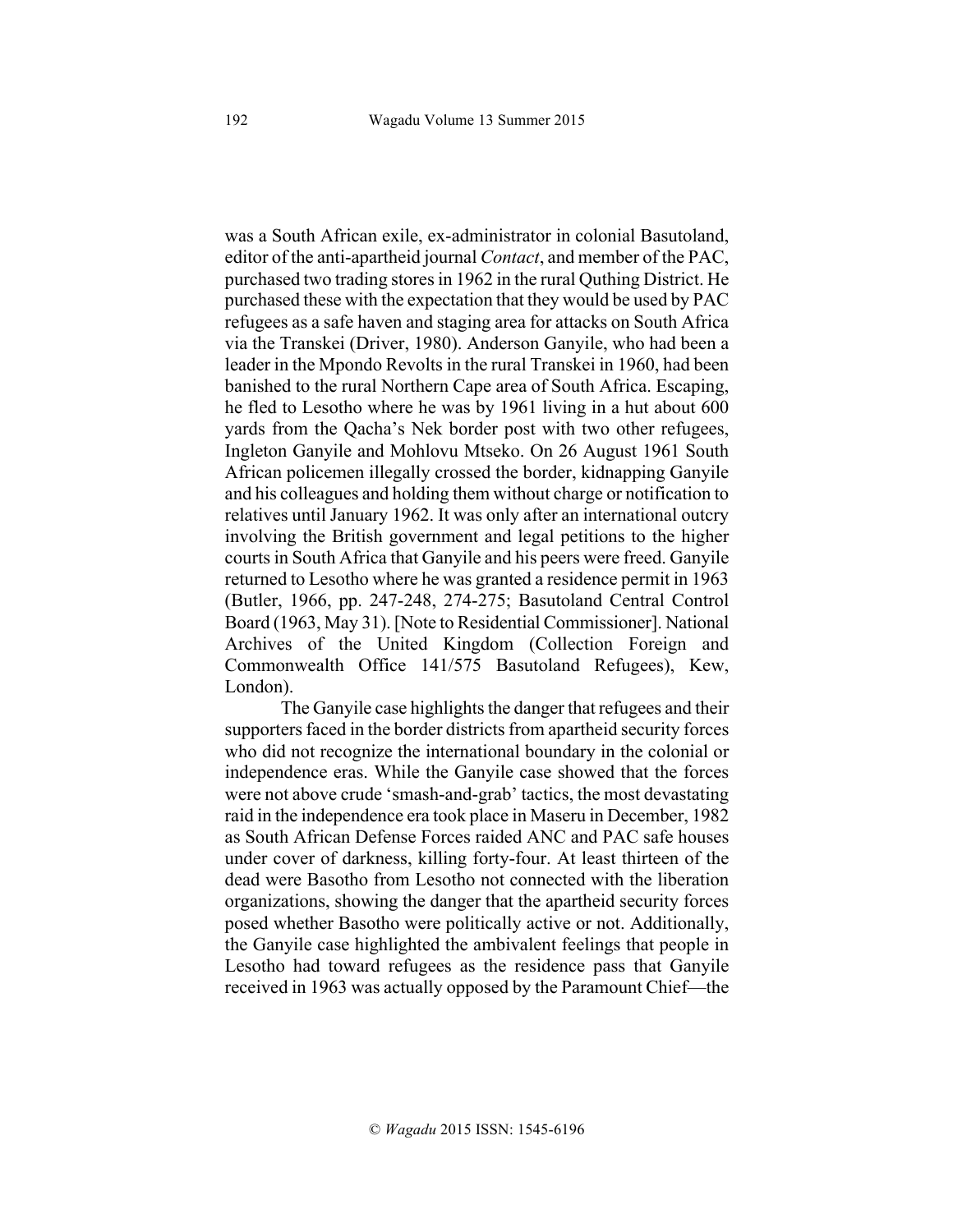was a South African exile, ex-administrator in colonial Basutoland, editor of the anti-apartheid journal *Contact*, and member of the PAC, purchased two trading stores in 1962 in the rural Quthing District. He purchased these with the expectation that they would be used by PAC refugees as a safe haven and staging area for attacks on South Africa via the Transkei (Driver, 1980). Anderson Ganyile, who had been a leader in the Mpondo Revolts in the rural Transkei in 1960, had been banished to the rural Northern Cape area of South Africa. Escaping, he fled to Lesotho where he was by 1961 living in a hut about 600 yards from the Qacha's Nek border post with two other refugees, Ingleton Ganyile and Mohlovu Mtseko. On 26 August 1961 South African policemen illegally crossed the border, kidnapping Ganyile and his colleagues and holding them without charge or notification to relatives until January 1962. It was only after an international outcry involving the British government and legal petitions to the higher courts in South Africa that Ganyile and his peers were freed. Ganyile returned to Lesotho where he was granted a residence permit in 1963 (Butler, 1966, pp. 247-248, 274-275; Basutoland Central Control Board (1963, May 31). [Note to Residential Commissioner]. National Archives of the United Kingdom (Collection Foreign and Commonwealth Office 141/575 Basutoland Refugees), Kew, London).

The Ganyile case highlights the danger that refugees and their supporters faced in the border districts from apartheid security forces who did not recognize the international boundary in the colonial or independence eras. While the Ganyile case showed that the forces were not above crude 'smash-and-grab' tactics, the most devastating raid in the independence era took place in Maseru in December, 1982 as South African Defense Forces raided ANC and PAC safe houses under cover of darkness, killing forty-four. At least thirteen of the dead were Basotho from Lesotho not connected with the liberation organizations, showing the danger that the apartheid security forces posed whether Basotho were politically active or not. Additionally, the Ganyile case highlighted the ambivalent feelings that people in Lesotho had toward refugees as the residence pass that Ganyile received in 1963 was actually opposed by the Paramount Chief—the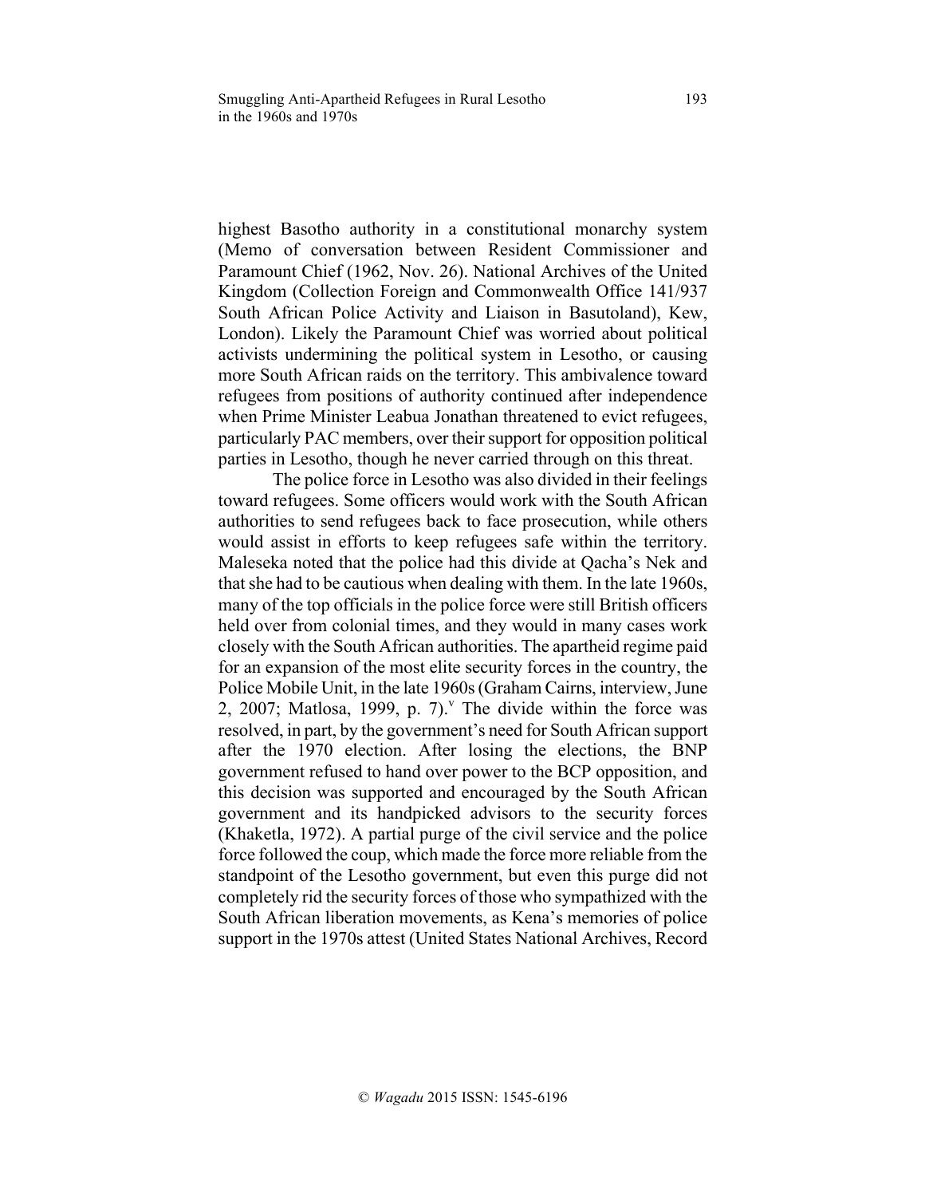highest Basotho authority in a constitutional monarchy system (Memo of conversation between Resident Commissioner and Paramount Chief (1962, Nov. 26). National Archives of the United Kingdom (Collection Foreign and Commonwealth Office 141/937 South African Police Activity and Liaison in Basutoland), Kew, London). Likely the Paramount Chief was worried about political activists undermining the political system in Lesotho, or causing more South African raids on the territory. This ambivalence toward refugees from positions of authority continued after independence when Prime Minister Leabua Jonathan threatened to evict refugees, particularly PAC members, over their support for opposition political parties in Lesotho, though he never carried through on this threat.

The police force in Lesotho was also divided in their feelings toward refugees. Some officers would work with the South African authorities to send refugees back to face prosecution, while others would assist in efforts to keep refugees safe within the territory. Maleseka noted that the police had this divide at Qacha's Nek and that she had to be cautious when dealing with them. In the late 1960s, many of the top officials in the police force were still British officers held over from colonial times, and they would in many cases work closely with the South African authorities. The apartheid regime paid for an expansion of the most elite security forces in the country, the Police Mobile Unit, in the late 1960s (Graham Cairns, interview, June 2, 2007; Matlosa, 1999, p. 7).[v] The divide within the force was resolved, in part, by the government's need for South African support after the 1970 election. After losing the elections, the BNP government refused to hand over power to the BCP opposition, and this decision was supported and encouraged by the South African government and its handpicked advisors to the security forces (Khaketla, 1972). A partial purge of the civil service and the police force followed the coup, which made the force more reliable from the standpoint of the Lesotho government, but even this purge did not completely rid the security forces of those who sympathized with the South African liberation movements, as Kena's memories of police support in the 1970s attest (United States National Archives, Record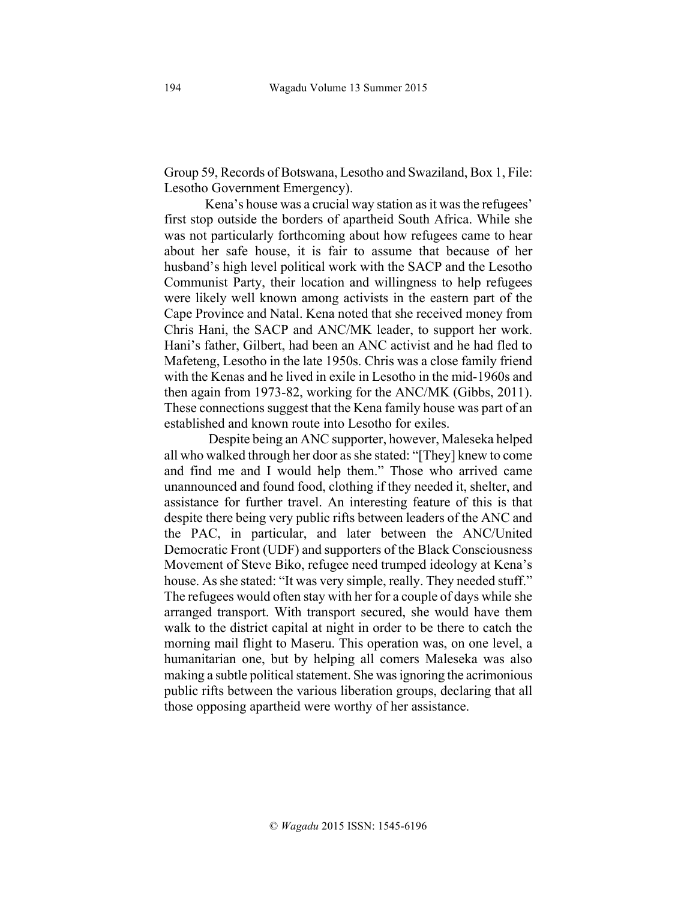Group 59, Records of Botswana, Lesotho and Swaziland, Box 1, File: Lesotho Government Emergency).

Kena's house was a crucial way station as it was the refugees' first stop outside the borders of apartheid South Africa. While she was not particularly forthcoming about how refugees came to hear about her safe house, it is fair to assume that because of her husband's high level political work with the SACP and the Lesotho Communist Party, their location and willingness to help refugees were likely well known among activists in the eastern part of the Cape Province and Natal. Kena noted that she received money from Chris Hani, the SACP and ANC/MK leader, to support her work. Hani's father, Gilbert, had been an ANC activist and he had fled to Mafeteng, Lesotho in the late 1950s. Chris was a close family friend with the Kenas and he lived in exile in Lesotho in the mid-1960s and then again from 1973-82, working for the ANC/MK (Gibbs, 2011). These connections suggest that the Kena family house was part of an established and known route into Lesotho for exiles.

Despite being an ANC supporter, however, Maleseka helped all who walked through her door as she stated: "[They] knew to come and find me and I would help them." Those who arrived came unannounced and found food, clothing if they needed it, shelter, and assistance for further travel. An interesting feature of this is that despite there being very public rifts between leaders of the ANC and the PAC, in particular, and later between the ANC/United Democratic Front (UDF) and supporters of the Black Consciousness Movement of Steve Biko, refugee need trumped ideology at Kena's house. As she stated: "It was very simple, really. They needed stuff." The refugees would often stay with her for a couple of days while she arranged transport. With transport secured, she would have them walk to the district capital at night in order to be there to catch the morning mail flight to Maseru. This operation was, on one level, a humanitarian one, but by helping all comers Maleseka was also making a subtle political statement. She was ignoring the acrimonious public rifts between the various liberation groups, declaring that all those opposing apartheid were worthy of her assistance.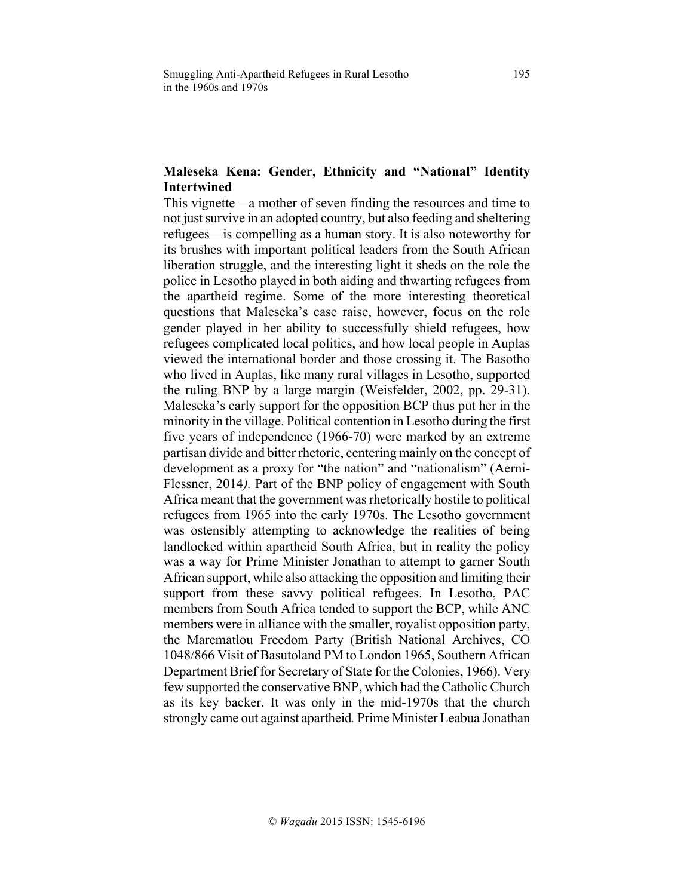## Maleseka Kena: Gender, Ethnicity and "National" Identity Intertwined

This vignette—a mother of seven finding the resources and time to not just survive in an adopted country, but also feeding and sheltering refugees—is compelling as a human story. It is also noteworthy for its brushes with important political leaders from the South African liberation struggle, and the interesting light it sheds on the role the police in Lesotho played in both aiding and thwarting refugees from the apartheid regime. Some of the more interesting theoretical questions that Maleseka's case raise, however, focus on the role gender played in her ability to successfully shield refugees, how refugees complicated local politics, and how local people in Auplas viewed the international border and those crossing it. The Basotho who lived in Auplas, like many rural villages in Lesotho, supported the ruling BNP by a large margin (Weisfelder, 2002, pp. 29-31). Maleseka's early support for the opposition BCP thus put her in the minority in the village. Political contention in Lesotho during the first five years of independence (1966-70) were marked by an extreme partisan divide and bitter rhetoric, centering mainly on the concept of development as a proxy for "the nation" and "nationalism" (Aerni-Flessner, 2014*).* Part of the BNP policy of engagement with South Africa meant that the government was rhetorically hostile to political refugees from 1965 into the early 1970s. The Lesotho government was ostensibly attempting to acknowledge the realities of being landlocked within apartheid South Africa, but in reality the policy was a way for Prime Minister Jonathan to attempt to garner South African support, while also attacking the opposition and limiting their support from these savvy political refugees. In Lesotho, PAC members from South Africa tended to support the BCP, while ANC members were in alliance with the smaller, royalist opposition party, the Marematlou Freedom Party (British National Archives, CO 1048/866 Visit of Basutoland PM to London 1965, Southern African Department Brief for Secretary of State for the Colonies, 1966). Very few supported the conservative BNP, which had the Catholic Church as its key backer. It was only in the mid-1970s that the church strongly came out against apartheid*.* Prime Minister Leabua Jonathan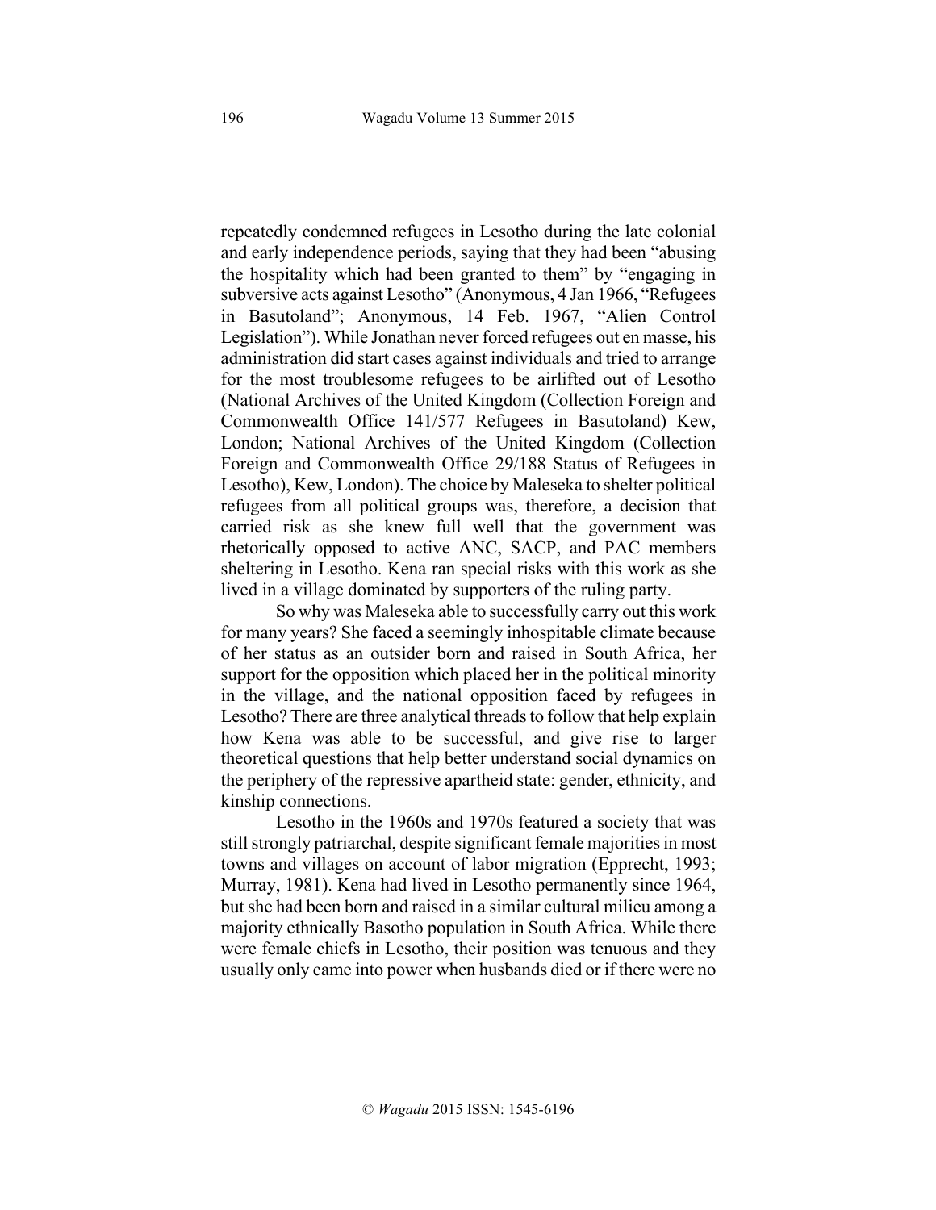repeatedly condemned refugees in Lesotho during the late colonial and early independence periods, saying that they had been "abusing the hospitality which had been granted to them" by "engaging in subversive acts against Lesotho" (Anonymous, 4 Jan 1966, "Refugees in Basutoland"; Anonymous, 14 Feb. 1967, "Alien Control Legislation"). While Jonathan never forced refugees out en masse, his administration did start cases against individuals and tried to arrange for the most troublesome refugees to be airlifted out of Lesotho (National Archives of the United Kingdom (Collection Foreign and Commonwealth Office 141/577 Refugees in Basutoland) Kew, London; National Archives of the United Kingdom (Collection Foreign and Commonwealth Office 29/188 Status of Refugees in Lesotho), Kew, London). The choice by Maleseka to shelter political refugees from all political groups was, therefore, a decision that carried risk as she knew full well that the government was rhetorically opposed to active ANC, SACP, and PAC members sheltering in Lesotho. Kena ran special risks with this work as she lived in a village dominated by supporters of the ruling party.

So why was Maleseka able to successfully carry out this work for many years? She faced a seemingly inhospitable climate because of her status as an outsider born and raised in South Africa, her support for the opposition which placed her in the political minority in the village, and the national opposition faced by refugees in Lesotho? There are three analytical threads to follow that help explain how Kena was able to be successful, and give rise to larger theoretical questions that help better understand social dynamics on the periphery of the repressive apartheid state: gender, ethnicity, and kinship connections.

Lesotho in the 1960s and 1970s featured a society that was still strongly patriarchal, despite significant female majorities in most towns and villages on account of labor migration (Epprecht, 1993; Murray, 1981). Kena had lived in Lesotho permanently since 1964, but she had been born and raised in a similar cultural milieu among a majority ethnically Basotho population in South Africa. While there were female chiefs in Lesotho, their position was tenuous and they usually only came into power when husbands died or if there were no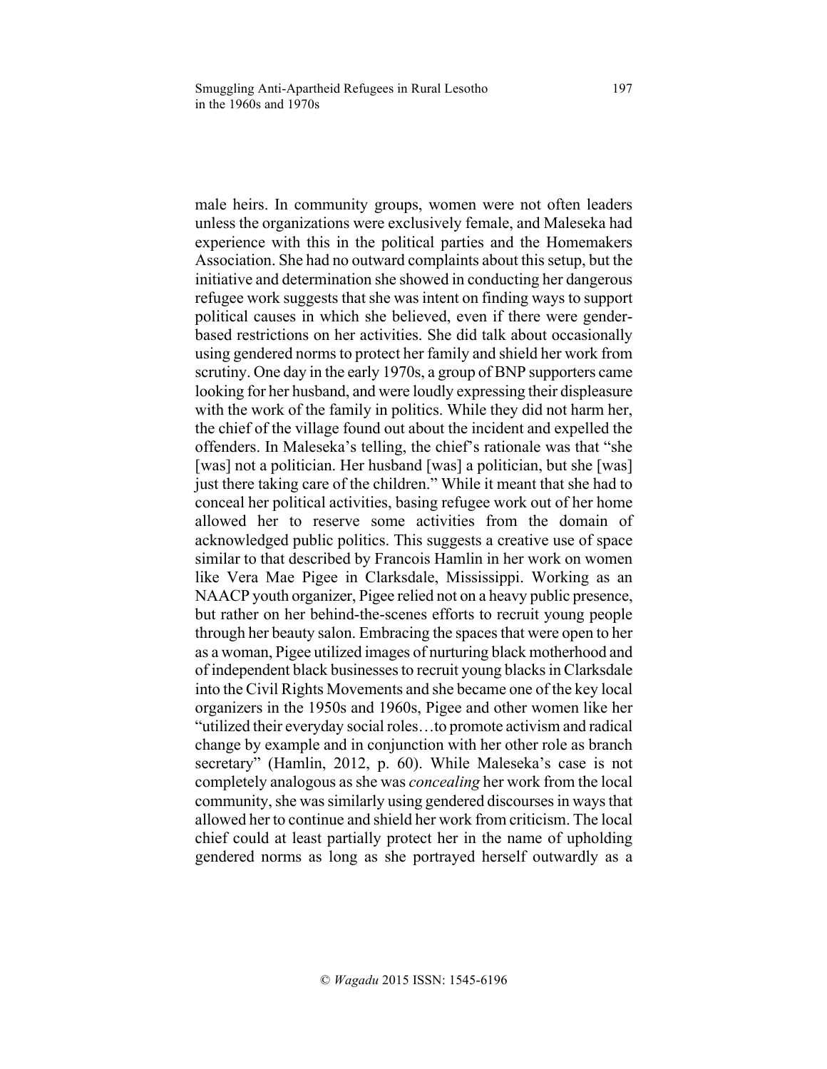male heirs. In community groups, women were not often leaders unless the organizations were exclusively female, and Maleseka had experience with this in the political parties and the Homemakers Association. She had no outward complaints about this setup, but the initiative and determination she showed in conducting her dangerous refugee work suggests that she was intent on finding ways to support political causes in which she believed, even if there were gender-based restrictions on her activities. She did talk about occasionally using gendered norms to protect her family and shield her work from scrutiny. One day in the early 1970s, a group of BNP supporters came looking for her husband, and were loudly expressing their displeasure with the work of the family in politics. While they did not harm her, the chief of the village found out about the incident and expelled the offenders. In Maleseka's telling, the chief's rationale was that "she [was] not a politician. Her husband [was] a politician, but she [was] just there taking care of the children." While it meant that she had to conceal her political activities, basing refugee work out of her home allowed her to reserve some activities from the domain of acknowledged public politics. This suggests a creative use of space similar to that described by Francois Hamlin in her work on women like Vera Mae Pigee in Clarksdale, Mississippi. Working as an NAACP youth organizer, Pigee relied not on a heavy public presence, but rather on her behind-the-scenes efforts to recruit young people through her beauty salon. Embracing the spaces that were open to her as a woman, Pigee utilized images of nurturing black motherhood and of independent black businesses to recruit young blacks in Clarksdale into the Civil Rights Movements and she became one of the key local organizers in the 1950s and 1960s, Pigee and other women like her "utilized their everyday social roles…to promote activism and radical change by example and in conjunction with her other role as branch secretary" (Hamlin, 2012, p. 60). While Maleseka's case is not completely analogous as she was *concealing* her work from the local community, she was similarly using gendered discourses in ways that allowed her to continue and shield her work from criticism. The local chief could at least partially protect her in the name of upholding gendered norms as long as she portrayed herself outwardly as a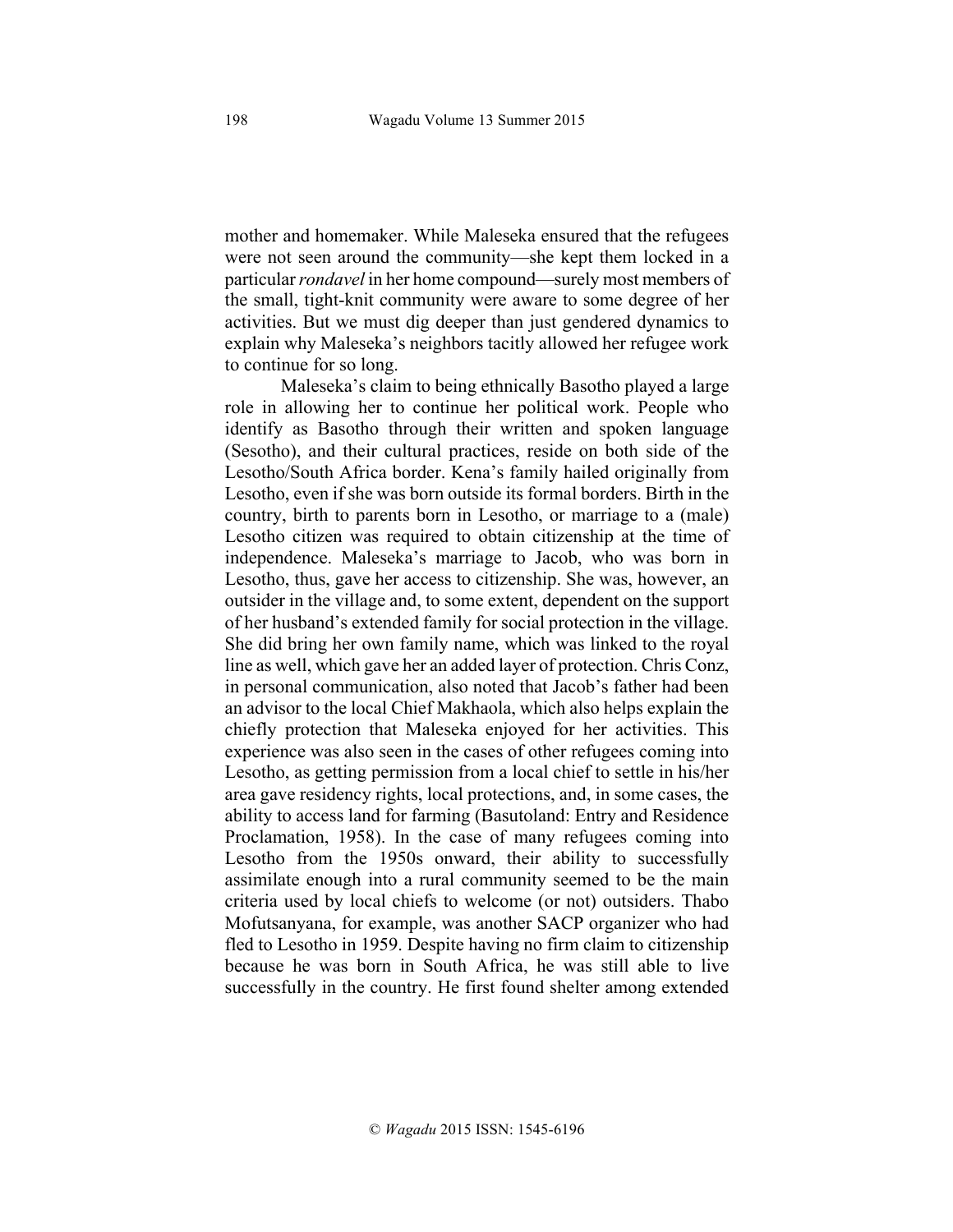mother and homemaker. While Maleseka ensured that the refugees were not seen around the community—she kept them locked in a particular *rondavel* in her home compound—surely most members of the small, tight-knit community were aware to some degree of her activities. But we must dig deeper than just gendered dynamics to explain why Maleseka's neighbors tacitly allowed her refugee work to continue for so long.

Maleseka's claim to being ethnically Basotho played a large role in allowing her to continue her political work. People who identify as Basotho through their written and spoken language (Sesotho), and their cultural practices, reside on both side of the Lesotho/South Africa border. Kena's family hailed originally from Lesotho, even if she was born outside its formal borders. Birth in the country, birth to parents born in Lesotho, or marriage to a (male) Lesotho citizen was required to obtain citizenship at the time of independence. Maleseka's marriage to Jacob, who was born in Lesotho, thus, gave her access to citizenship. She was, however, an outsider in the village and, to some extent, dependent on the support of her husband's extended family for social protection in the village. She did bring her own family name, which was linked to the royal line as well, which gave her an added layer of protection. Chris Conz, in personal communication, also noted that Jacob's father had been an advisor to the local Chief Makhaola, which also helps explain the chiefly protection that Maleseka enjoyed for her activities. This experience was also seen in the cases of other refugees coming into Lesotho, as getting permission from a local chief to settle in his/her area gave residency rights, local protections, and, in some cases, the ability to access land for farming (Basutoland: Entry and Residence Proclamation, 1958). In the case of many refugees coming into Lesotho from the 1950s onward, their ability to successfully assimilate enough into a rural community seemed to be the main criteria used by local chiefs to welcome (or not) outsiders. Thabo Mofutsanyana, for example, was another SACP organizer who had fled to Lesotho in 1959. Despite having no firm claim to citizenship because he was born in South Africa, he was still able to live successfully in the country. He first found shelter among extended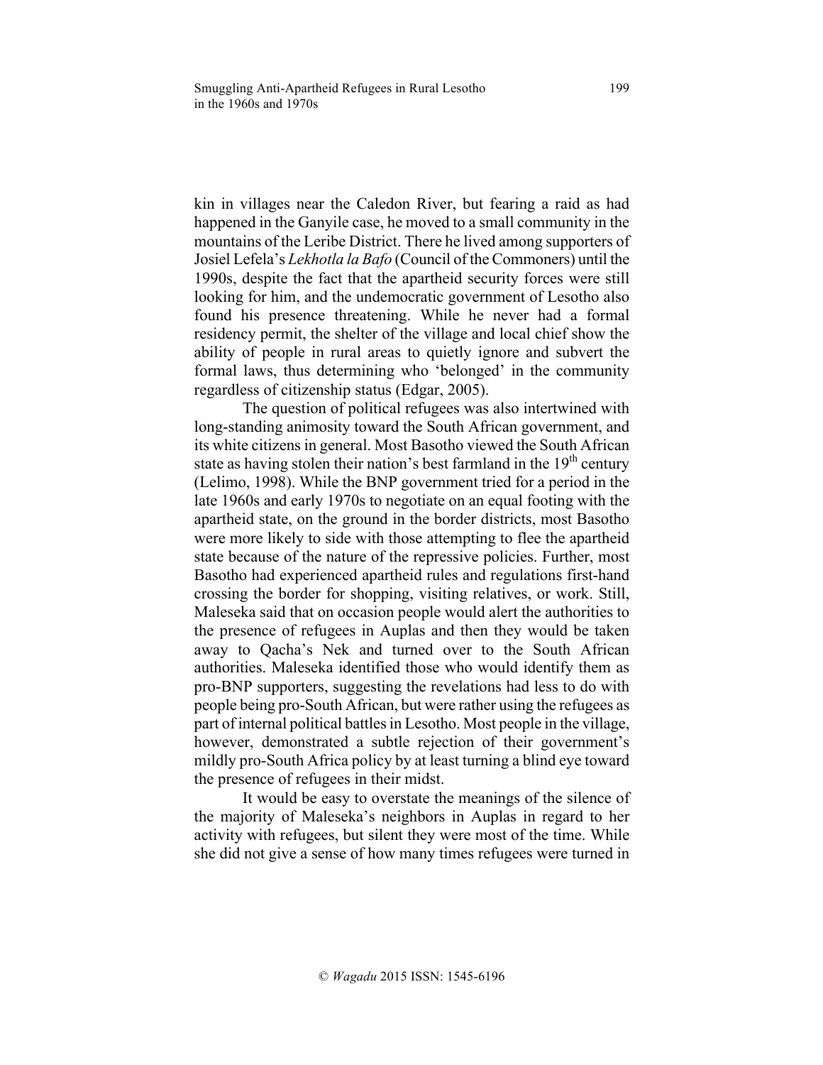kin in villages near the Caledon River, but fearing a raid as had happened in the Ganyile case, he moved to a small community in the mountains of the Leribe District. There he lived among supporters of Josiel Lefela's *Lekhotla la Bafo* (Council of the Commoners) until the 1990s, despite the fact that the apartheid security forces were still looking for him, and the undemocratic government of Lesotho also found his presence threatening. While he never had a formal residency permit, the shelter of the village and local chief show the ability of people in rural areas to quietly ignore and subvert the formal laws, thus determining who 'belonged' in the community regardless of citizenship status (Edgar, 2005).

The question of political refugees was also intertwined with long-standing animosity toward the South African government, and its white citizens in general. Most Basotho viewed the South African state as having stolen their nation's best farmland in the 19th century (Lelimo, 1998). While the BNP government tried for a period in the late 1960s and early 1970s to negotiate on an equal footing with the apartheid state, on the ground in the border districts, most Basotho were more likely to side with those attempting to flee the apartheid state because of the nature of the repressive policies. Further, most Basotho had experienced apartheid rules and regulations first-hand crossing the border for shopping, visiting relatives, or work. Still, Maleseka said that on occasion people would alert the authorities to the presence of refugees in Auplas and then they would be taken away to Qacha's Nek and turned over to the South African authorities. Maleseka identified those who would identify them as pro-BNP supporters, suggesting the revelations had less to do with people being pro-South African, but were rather using the refugees as part of internal political battles in Lesotho. Most people in the village, however, demonstrated a subtle rejection of their government's mildly pro-South Africa policy by at least turning a blind eye toward the presence of refugees in their midst.

It would be easy to overstate the meanings of the silence of the majority of Maleseka's neighbors in Auplas in regard to her activity with refugees, but silent they were most of the time. While she did not give a sense of how many times refugees were turned in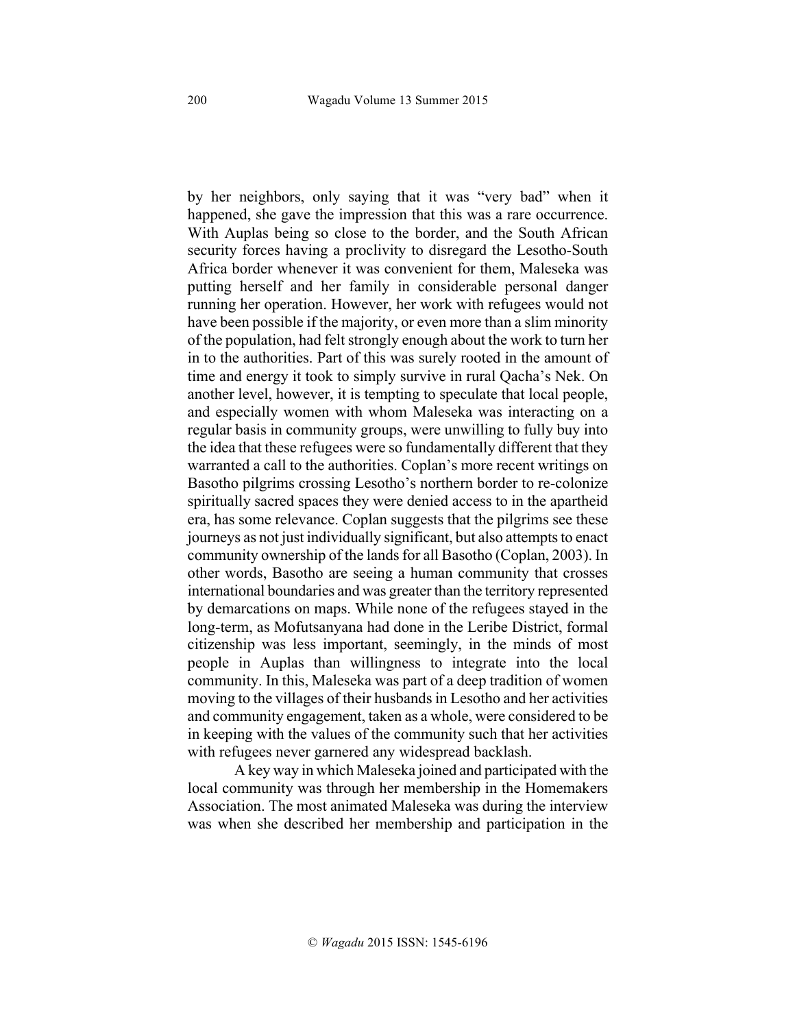by her neighbors, only saying that it was "very bad" when it happened, she gave the impression that this was a rare occurrence. With Auplas being so close to the border, and the South African security forces having a proclivity to disregard the Lesotho-South Africa border whenever it was convenient for them, Maleseka was putting herself and her family in considerable personal danger running her operation. However, her work with refugees would not have been possible if the majority, or even more than a slim minority of the population, had felt strongly enough about the work to turn her in to the authorities. Part of this was surely rooted in the amount of time and energy it took to simply survive in rural Qacha's Nek. On another level, however, it is tempting to speculate that local people, and especially women with whom Maleseka was interacting on a regular basis in community groups, were unwilling to fully buy into the idea that these refugees were so fundamentally different that they warranted a call to the authorities. Coplan's more recent writings on Basotho pilgrims crossing Lesotho's northern border to re-colonize spiritually sacred spaces they were denied access to in the apartheid era, has some relevance. Coplan suggests that the pilgrims see these journeys as not just individually significant, but also attempts to enact community ownership of the lands for all Basotho (Coplan, 2003). In other words, Basotho are seeing a human community that crosses international boundaries and was greater than the territory represented by demarcations on maps. While none of the refugees stayed in the long-term, as Mofutsanyana had done in the Leribe District, formal citizenship was less important, seemingly, in the minds of most people in Auplas than willingness to integrate into the local community. In this, Maleseka was part of a deep tradition of women moving to the villages of their husbands in Lesotho and her activities and community engagement, taken as a whole, were considered to be in keeping with the values of the community such that her activities with refugees never garnered any widespread backlash.

A key way in which Maleseka joined and participated with the local community was through her membership in the Homemakers Association. The most animated Maleseka was during the interview was when she described her membership and participation in the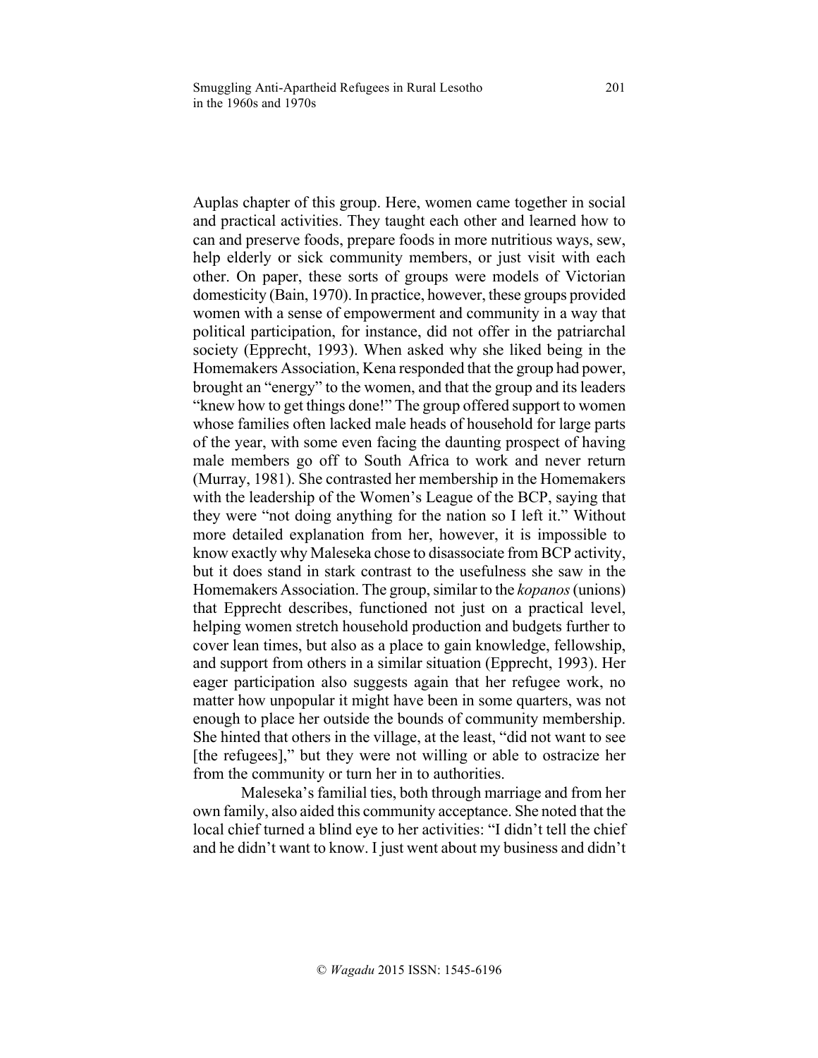Auplas chapter of this group. Here, women came together in social and practical activities. They taught each other and learned how to can and preserve foods, prepare foods in more nutritious ways, sew, help elderly or sick community members, or just visit with each other. On paper, these sorts of groups were models of Victorian domesticity (Bain, 1970). In practice, however, these groups provided women with a sense of empowerment and community in a way that political participation, for instance, did not offer in the patriarchal society (Epprecht, 1993). When asked why she liked being in the Homemakers Association, Kena responded that the group had power, brought an "energy" to the women, and that the group and its leaders "knew how to get things done!" The group offered support to women whose families often lacked male heads of household for large parts of the year, with some even facing the daunting prospect of having male members go off to South Africa to work and never return (Murray, 1981). She contrasted her membership in the Homemakers with the leadership of the Women's League of the BCP, saying that they were "not doing anything for the nation so I left it." Without more detailed explanation from her, however, it is impossible to know exactly why Maleseka chose to disassociate from BCP activity, but it does stand in stark contrast to the usefulness she saw in the Homemakers Association. The group, similar to the *kopanos* (unions) that Epprecht describes, functioned not just on a practical level, helping women stretch household production and budgets further to cover lean times, but also as a place to gain knowledge, fellowship, and support from others in a similar situation (Epprecht, 1993). Her eager participation also suggests again that her refugee work, no matter how unpopular it might have been in some quarters, was not enough to place her outside the bounds of community membership. She hinted that others in the village, at the least, "did not want to see [the refugees]," but they were not willing or able to ostracize her from the community or turn her in to authorities.

Maleseka's familial ties, both through marriage and from her own family, also aided this community acceptance. She noted that the local chief turned a blind eye to her activities: "I didn't tell the chief and he didn't want to know. I just went about my business and didn't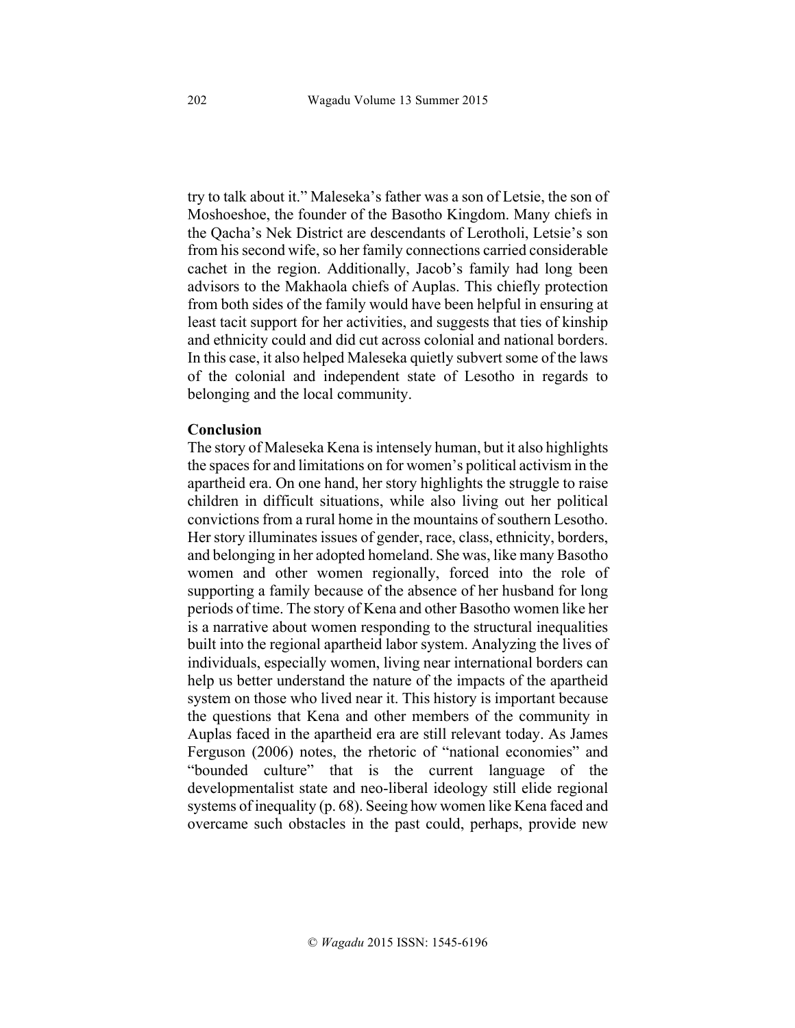try to talk about it." Maleseka's father was a son of Letsie, the son of Moshoeshoe, the founder of the Basotho Kingdom. Many chiefs in the Qacha's Nek District are descendants of Lerotholi, Letsie's son from his second wife, so her family connections carried considerable cachet in the region. Additionally, Jacob's family had long been advisors to the Makhaola chiefs of Auplas. This chiefly protection from both sides of the family would have been helpful in ensuring at least tacit support for her activities, and suggests that ties of kinship and ethnicity could and did cut across colonial and national borders. In this case, it also helped Maleseka quietly subvert some of the laws of the colonial and independent state of Lesotho in regards to belonging and the local community.

## Conclusion

The story of Maleseka Kena is intensely human, but it also highlights the spaces for and limitations on for women's political activism in the apartheid era. On one hand, her story highlights the struggle to raise children in difficult situations, while also living out her political convictions from a rural home in the mountains of southern Lesotho. Her story illuminates issues of gender, race, class, ethnicity, borders, and belonging in her adopted homeland. She was, like many Basotho women and other women regionally, forced into the role of supporting a family because of the absence of her husband for long periods of time. The story of Kena and other Basotho women like her is a narrative about women responding to the structural inequalities built into the regional apartheid labor system. Analyzing the lives of individuals, especially women, living near international borders can help us better understand the nature of the impacts of the apartheid system on those who lived near it. This history is important because the questions that Kena and other members of the community in Auplas faced in the apartheid era are still relevant today. As James Ferguson (2006) notes, the rhetoric of "national economies" and "bounded culture" that is the current language of the developmentalist state and neo-liberal ideology still elide regional systems of inequality (p. 68). Seeing how women like Kena faced and overcame such obstacles in the past could, perhaps, provide new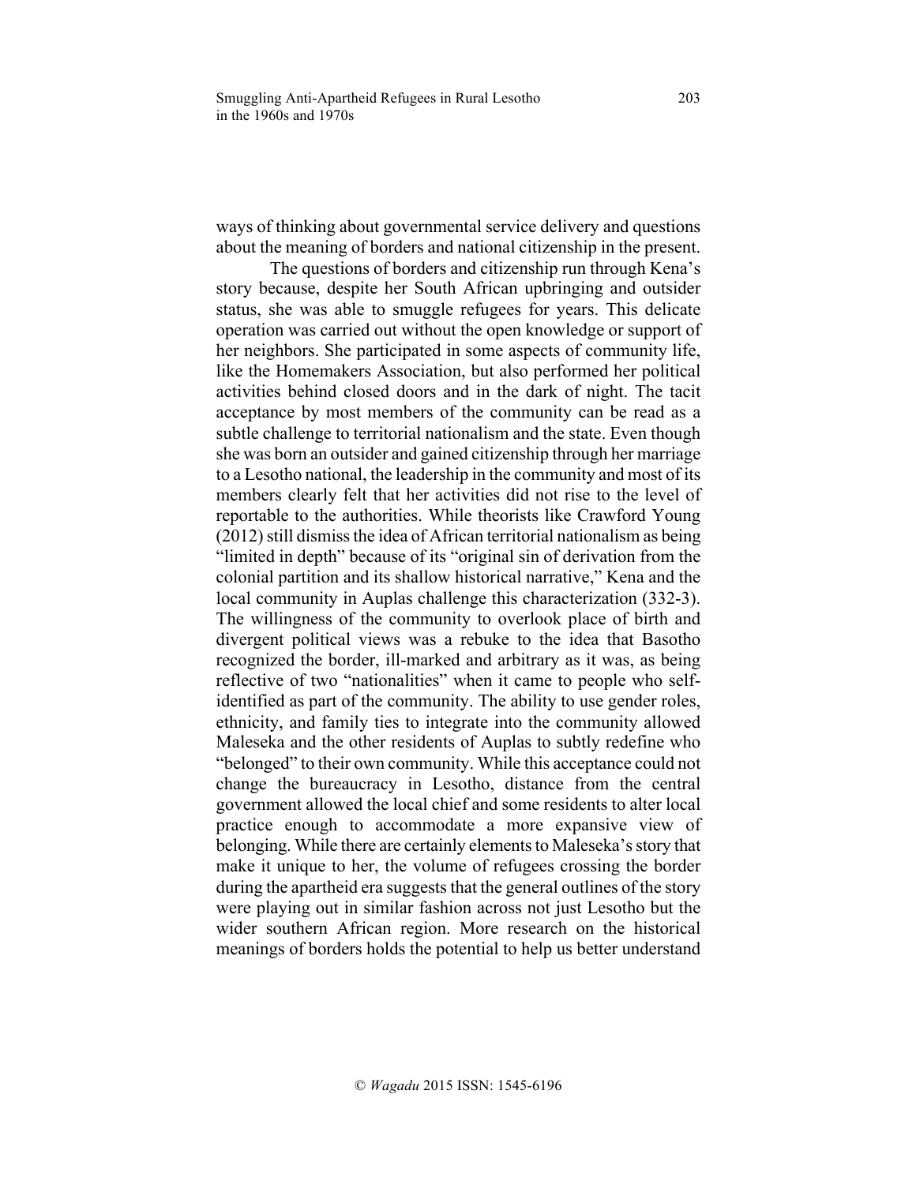ways of thinking about governmental service delivery and questions about the meaning of borders and national citizenship in the present.

The questions of borders and citizenship run through Kena's story because, despite her South African upbringing and outsider status, she was able to smuggle refugees for years. This delicate operation was carried out without the open knowledge or support of her neighbors. She participated in some aspects of community life, like the Homemakers Association, but also performed her political activities behind closed doors and in the dark of night. The tacit acceptance by most members of the community can be read as a subtle challenge to territorial nationalism and the state. Even though she was born an outsider and gained citizenship through her marriage to a Lesotho national, the leadership in the community and most of its members clearly felt that her activities did not rise to the level of reportable to the authorities. While theorists like Crawford Young (2012) still dismiss the idea of African territorial nationalism as being "limited in depth" because of its "original sin of derivation from the colonial partition and its shallow historical narrative," Kena and the local community in Auplas challenge this characterization (332-3). The willingness of the community to overlook place of birth and divergent political views was a rebuke to the idea that Basotho recognized the border, ill-marked and arbitrary as it was, as being reflective of two "nationalities" when it came to people who self-identified as part of the community. The ability to use gender roles, ethnicity, and family ties to integrate into the community allowed Maleseka and the other residents of Auplas to subtly redefine who "belonged" to their own community. While this acceptance could not change the bureaucracy in Lesotho, distance from the central government allowed the local chief and some residents to alter local practice enough to accommodate a more expansive view of belonging. While there are certainly elements to Maleseka's story that make it unique to her, the volume of refugees crossing the border during the apartheid era suggests that the general outlines of the story were playing out in similar fashion across not just Lesotho but the wider southern African region. More research on the historical meanings of borders holds the potential to help us better understand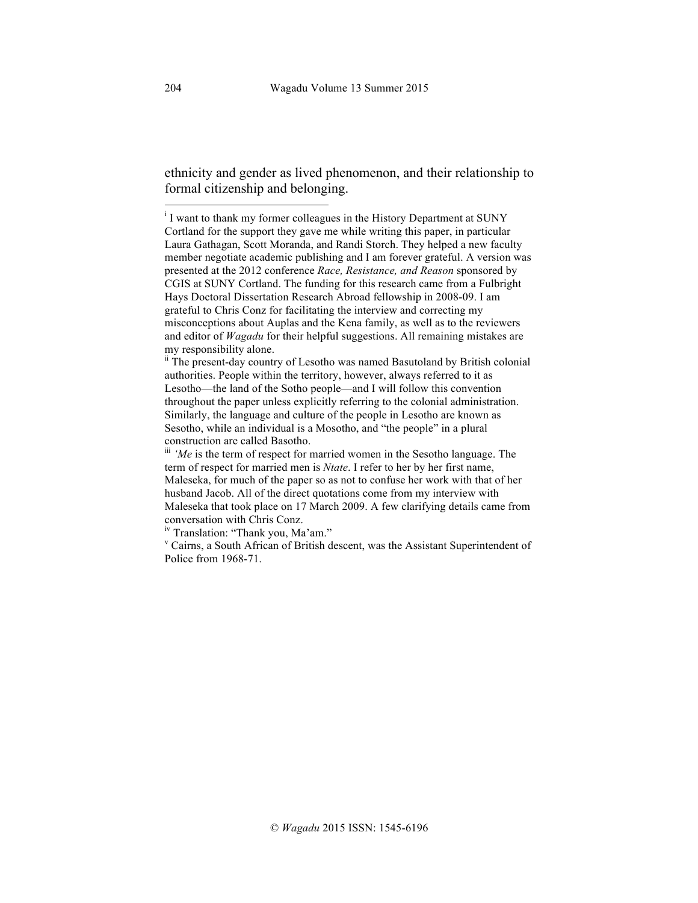ethnicity and gender as lived phenomenon, and their relationship to formal citizenship and belonging.

---

[i] I want to thank my former colleagues in the History Department at SUNY Cortland for the support they gave me while writing this paper, in particular Laura Gathagan, Scott Moranda, and Randi Storch. They helped a new faculty member negotiate academic publishing and I am forever grateful. A version was presented at the 2012 conference *Race, Resistance, and Reason* sponsored by CGIS at SUNY Cortland. The funding for this research came from a Fulbright Hays Doctoral Dissertation Research Abroad fellowship in 2008-09. I am grateful to Chris Conz for facilitating the interview and correcting my misconceptions about Auplas and the Kena family, as well as to the reviewers and editor of *Wagadu* for their helpful suggestions. All remaining mistakes are my responsibility alone.

[ii] The present-day country of Lesotho was named Basutoland by British colonial authorities. People within the territory, however, always referred to it as Lesotho—the land of the Sotho people—and I will follow this convention throughout the paper unless explicitly referring to the colonial administration. Similarly, the language and culture of the people in Lesotho are known as Sesotho, while an individual is a Mosotho, and "the people" in a plural construction are called Basotho.

[iii] *'Me* is the term of respect for married women in the Sesotho language. The term of respect for married men is *Ntate*. I refer to her by her first name, Maleseka, for much of the paper so as not to confuse her work with that of her husband Jacob. All of the direct quotations come from my interview with Maleseka that took place on 17 March 2009. A few clarifying details came from conversation with Chris Conz.

[iv] Translation: "Thank you, Ma'am."

[v] Cairns, a South African of British descent, was the Assistant Superintendent of Police from 1968-71.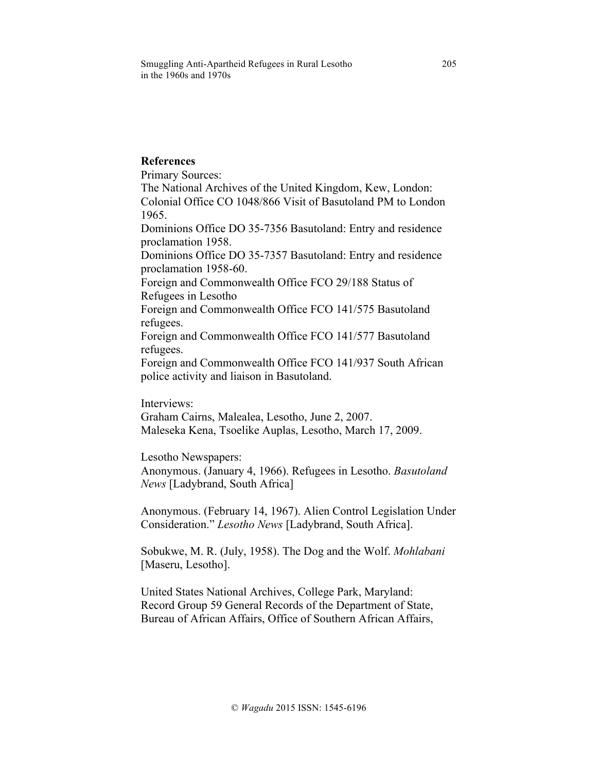## References

Primary Sources:

The National Archives of the United Kingdom, Kew, London:
Colonial Office CO 1048/866 Visit of Basutoland PM to London 1965.
Dominions Office DO 35-7356 Basutoland: Entry and residence proclamation 1958.
Dominions Office DO 35-7357 Basutoland: Entry and residence proclamation 1958-60.
Foreign and Commonwealth Office FCO 29/188 Status of Refugees in Lesotho
Foreign and Commonwealth Office FCO 141/575 Basutoland refugees.
Foreign and Commonwealth Office FCO 141/577 Basutoland refugees.
Foreign and Commonwealth Office FCO 141/937 South African police activity and liaison in Basutoland.

Interviews:
Graham Cairns, Malealea, Lesotho, June 2, 2007.
Maleseka Kena, Tsoelike Auplas, Lesotho, March 17, 2009.

Lesotho Newspapers:
Anonymous. (January 4, 1966). Refugees in Lesotho. *Basutoland News* [Ladybrand, South Africa]

Anonymous. (February 14, 1967). Alien Control Legislation Under Consideration." *Lesotho News* [Ladybrand, South Africa].

Sobukwe, M. R. (July, 1958). The Dog and the Wolf. *Mohlabani* [Maseru, Lesotho].

United States National Archives, College Park, Maryland:
Record Group 59 General Records of the Department of State, Bureau of African Affairs, Office of Southern African Affairs,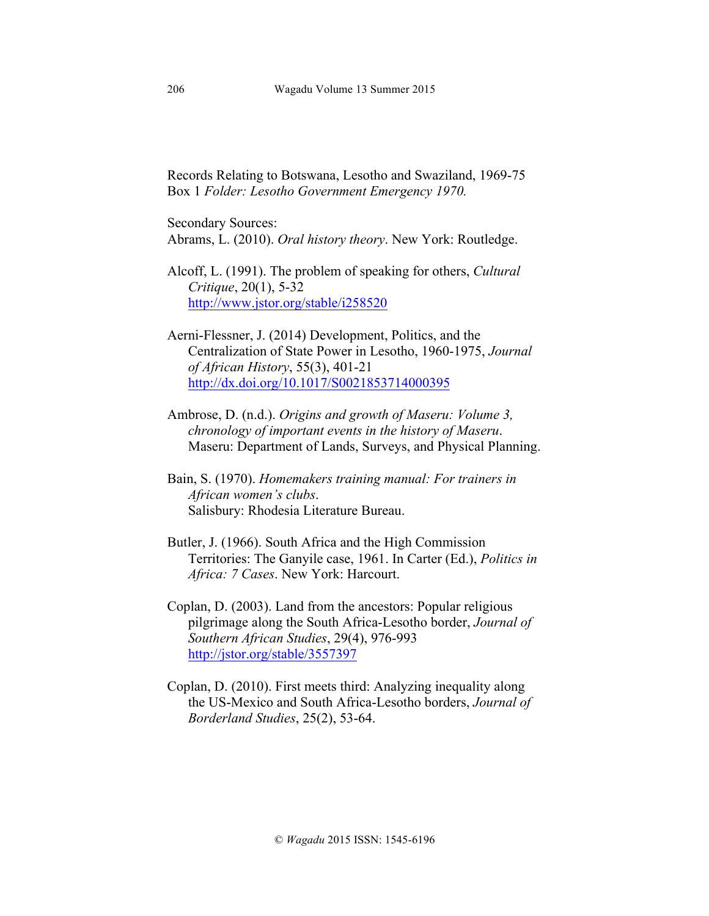Records Relating to Botswana, Lesotho and Swaziland, 1969-75 Box 1 *Folder: Lesotho Government Emergency 1970.*

Secondary Sources:

Abrams, L. (2010). *Oral history theory*. New York: Routledge.

Alcoff, L. (1991). The problem of speaking for others, *Cultural Critique*, 20(1), 5-32 http://www.jstor.org/stable/i258520

Aerni-Flessner, J. (2014) Development, Politics, and the Centralization of State Power in Lesotho, 1960-1975, *Journal of African History*, 55(3), 401-21 http://dx.doi.org/10.1017/S0021853714000395

Ambrose, D. (n.d.). *Origins and growth of Maseru: Volume 3, chronology of important events in the history of Maseru*. Maseru: Department of Lands, Surveys, and Physical Planning.

Bain, S. (1970). *Homemakers training manual: For trainers in African women's clubs*. Salisbury: Rhodesia Literature Bureau.

Butler, J. (1966). South Africa and the High Commission Territories: The Ganyile case, 1961. In Carter (Ed.), *Politics in Africa: 7 Cases*. New York: Harcourt.

Coplan, D. (2003). Land from the ancestors: Popular religious pilgrimage along the South Africa-Lesotho border, *Journal of Southern African Studies*, 29(4), 976-993 http://jstor.org/stable/3557397

Coplan, D. (2010). First meets third: Analyzing inequality along the US-Mexico and South Africa-Lesotho borders, *Journal of Borderland Studies*, 25(2), 53-64.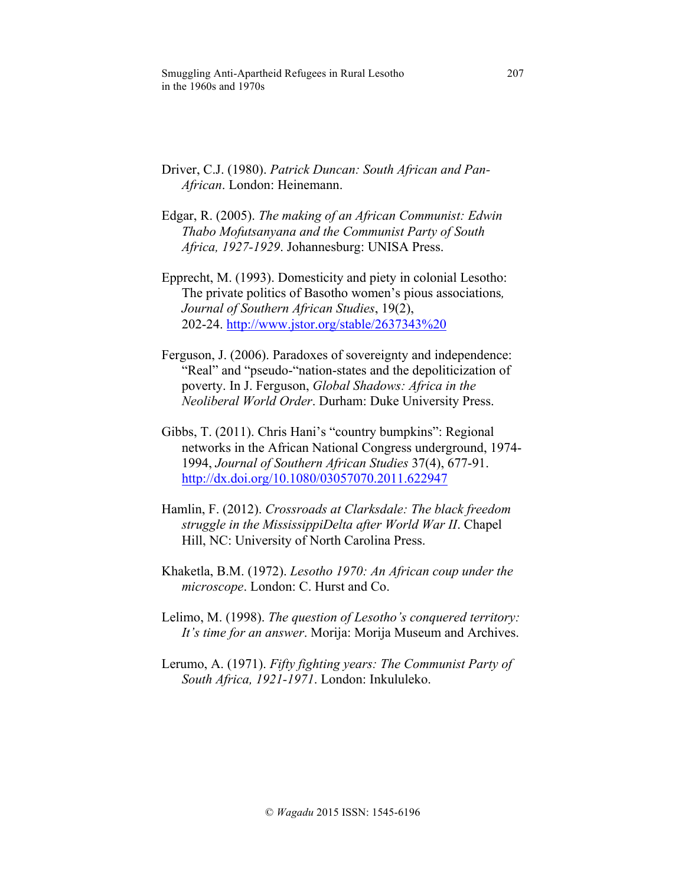Driver, C.J. (1980). *Patrick Duncan: South African and Pan-African*. London: Heinemann.

Edgar, R. (2005). *The making of an African Communist: Edwin Thabo Mofutsanyana and the Communist Party of South Africa, 1927-1929*. Johannesburg: UNISA Press.

Epprecht, M. (1993). Domesticity and piety in colonial Lesotho: The private politics of Basotho women's pious associations, *Journal of Southern African Studies*, 19(2), 202-24. http://www.jstor.org/stable/2637343%20

Ferguson, J. (2006). Paradoxes of sovereignty and independence: "Real" and "pseudo-"nation-states and the depoliticization of poverty. In J. Ferguson, *Global Shadows: Africa in the Neoliberal World Order*. Durham: Duke University Press.

Gibbs, T. (2011). Chris Hani's "country bumpkins": Regional networks in the African National Congress underground, 1974-1994, *Journal of Southern African Studies* 37(4), 677-91. http://dx.doi.org/10.1080/03057070.2011.622947

Hamlin, F. (2012). *Crossroads at Clarksdale: The black freedom struggle in the MississippiDelta after World War II*. Chapel Hill, NC: University of North Carolina Press.

Khaketla, B.M. (1972). *Lesotho 1970: An African coup under the microscope*. London: C. Hurst and Co.

Lelimo, M. (1998). *The question of Lesotho's conquered territory: It's time for an answer*. Morija: Morija Museum and Archives.

Lerumo, A. (1971). *Fifty fighting years: The Communist Party of South Africa, 1921-1971*. London: Inkululeko.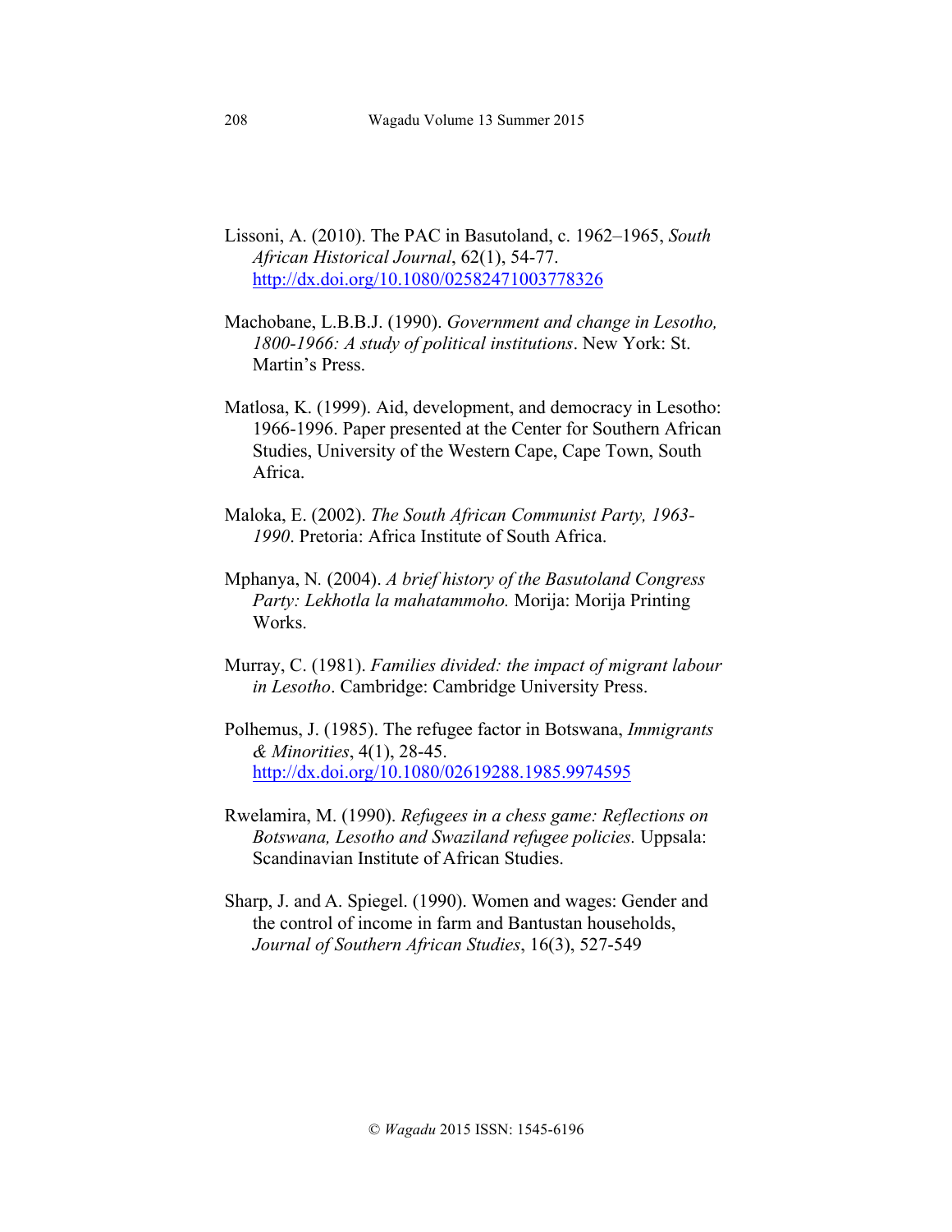Lissoni, A. (2010). The PAC in Basutoland, c. 1962–1965, *South African Historical Journal*, 62(1), 54-77. http://dx.doi.org/10.1080/02582471003778326

Machobane, L.B.B.J. (1990). *Government and change in Lesotho, 1800-1966: A study of political institutions*. New York: St. Martin's Press.

Matlosa, K. (1999). Aid, development, and democracy in Lesotho: 1966-1996. Paper presented at the Center for Southern African Studies, University of the Western Cape, Cape Town, South Africa.

Maloka, E. (2002). *The South African Communist Party, 1963-1990*. Pretoria: Africa Institute of South Africa.

Mphanya, N. (2004). *A brief history of the Basutoland Congress Party: Lekhotla la mahatammoho.* Morija: Morija Printing Works.

Murray, C. (1981). *Families divided: the impact of migrant labour in Lesotho*. Cambridge: Cambridge University Press.

Polhemus, J. (1985). The refugee factor in Botswana, *Immigrants & Minorities*, 4(1), 28-45. http://dx.doi.org/10.1080/02619288.1985.9974595

Rwelamira, M. (1990). *Refugees in a chess game: Reflections on Botswana, Lesotho and Swaziland refugee policies.* Uppsala: Scandinavian Institute of African Studies.

Sharp, J. and A. Spiegel. (1990). Women and wages: Gender and the control of income in farm and Bantustan households, *Journal of Southern African Studies*, 16(3), 527-549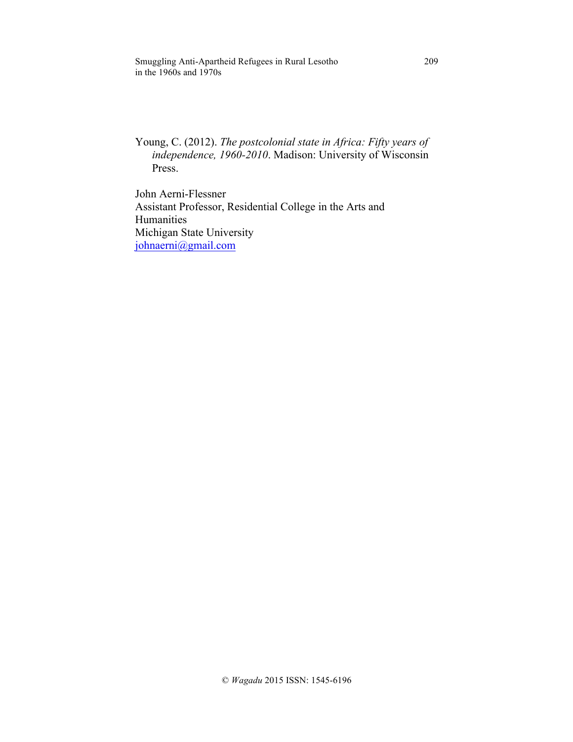Young, C. (2012). *The postcolonial state in Africa: Fifty years of independence, 1960-2010*. Madison: University of Wisconsin Press.

John Aerni-Flessner
Assistant Professor, Residential College in the Arts and Humanities
Michigan State University
johnaerni@gmail.com